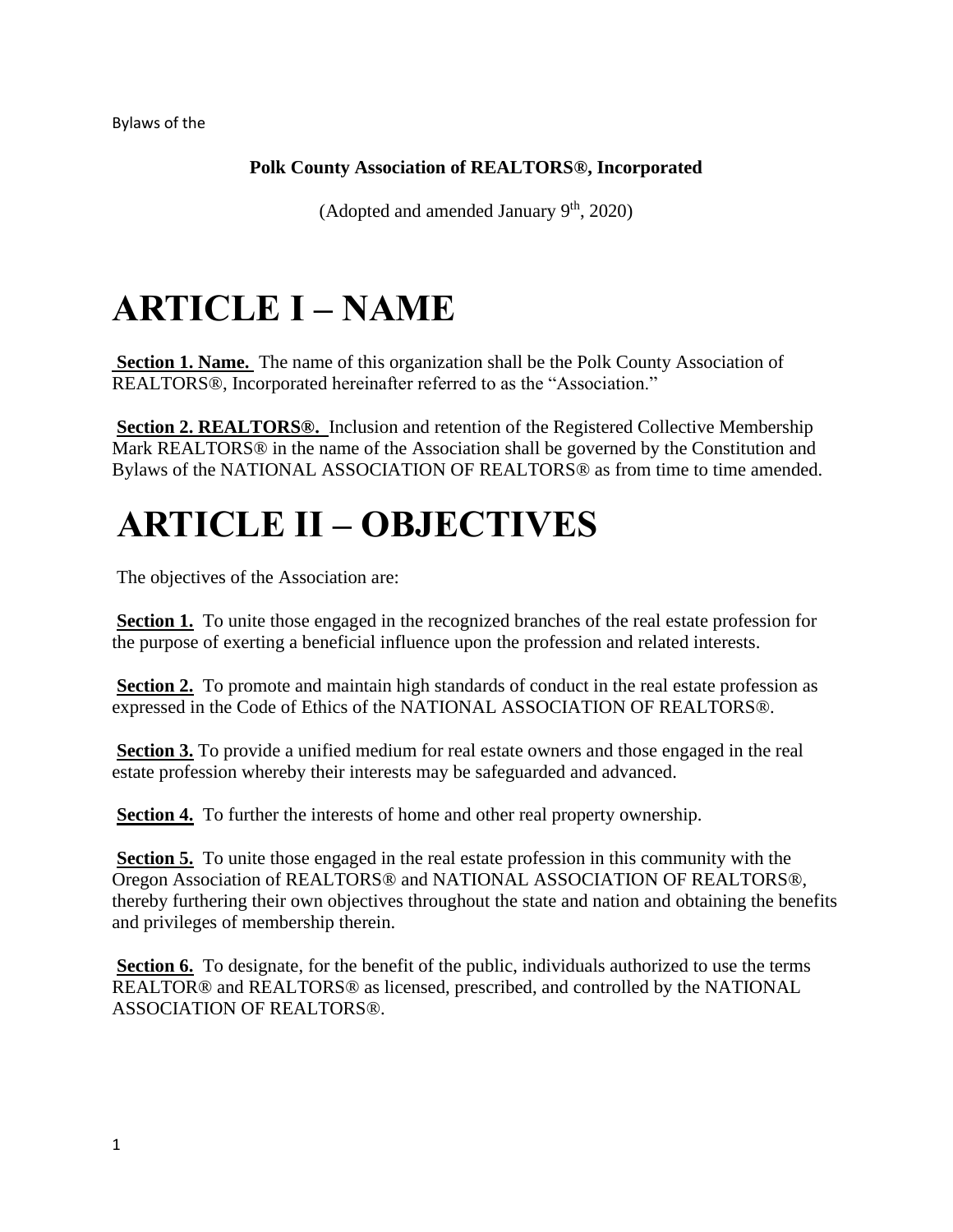Bylaws of the

**Polk County Association of REALTORS®, Incorporated**

(Adopted and amended January 9th, 2020)

# ARTICLE I – NAME

**Section 1. Name.** The name of this organization shall be the Polk County Association of REALTORS®, Incorporated hereinafter referred to as the "Association."

**Section 2. REALTORS®.** Inclusion and retention of the Registered Collective Membership Mark REALTORS® in the name of the Association shall be governed by the Constitution and Bylaws of the NATIONAL ASSOCIATION OF REALTORS® as from time to time amended.

# ARTICLE II – OBJECTIVES

The objectives of the Association are:

**Section 1.** To unite those engaged in the recognized branches of the real estate profession for the purpose of exerting a beneficial influence upon the profession and related interests.

**Section 2.** To promote and maintain high standards of conduct in the real estate profession as expressed in the Code of Ethics of the NATIONAL ASSOCIATION OF REALTORS®.

**Section 3.** To provide a unified medium for real estate owners and those engaged in the real estate profession whereby their interests may be safeguarded and advanced.

**Section 4.** To further the interests of home and other real property ownership.

**Section 5.** To unite those engaged in the real estate profession in this community with the Oregon Association of REALTORS® and NATIONAL ASSOCIATION OF REALTORS®, thereby furthering their own objectives throughout the state and nation and obtaining the benefits and privileges of membership therein.

**Section 6.** To designate, for the benefit of the public, individuals authorized to use the terms REALTOR® and REALTORS® as licensed, prescribed, and controlled by the NATIONAL ASSOCIATION OF REALTORS®.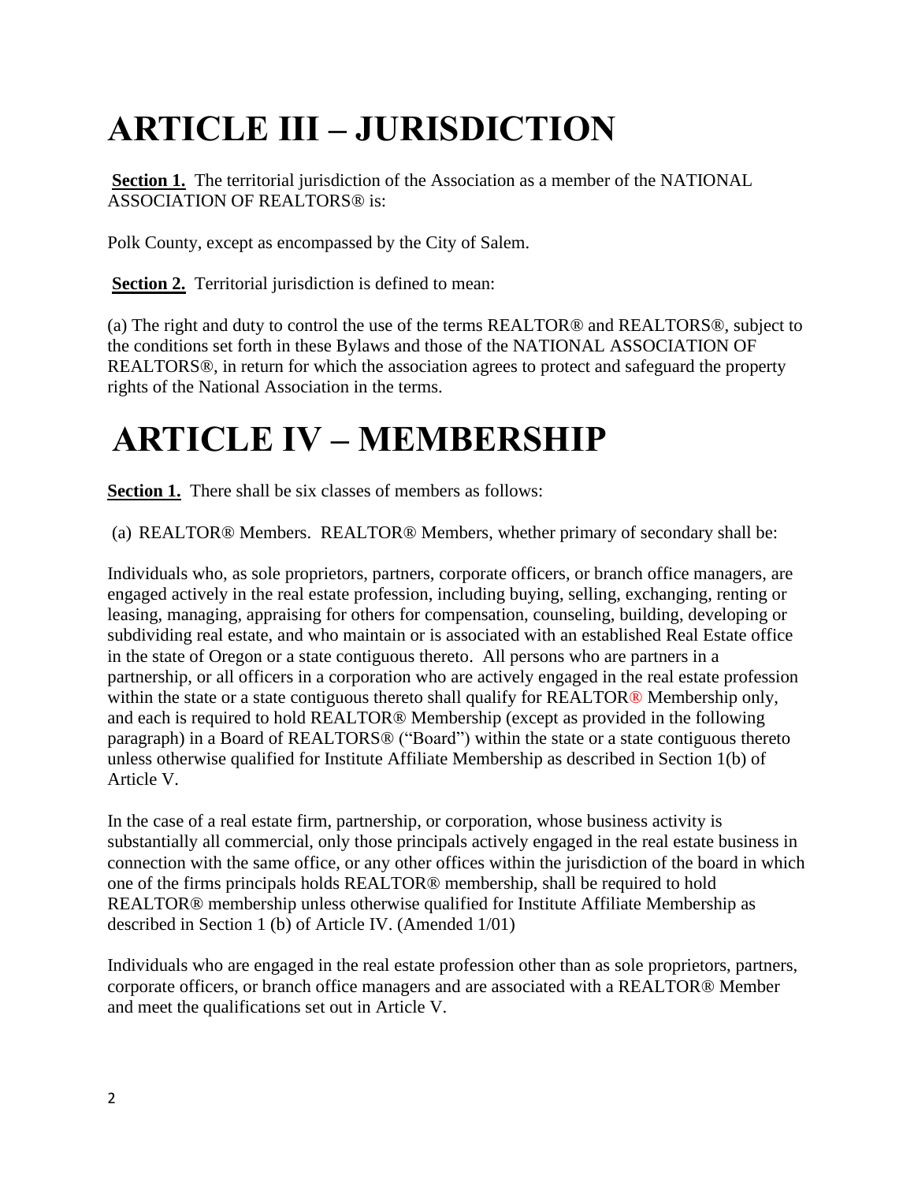# ARTICLE III – JURISDICTION

**Section 1.** The territorial jurisdiction of the Association as a member of the NATIONAL ASSOCIATION OF REALTORS® is:

Polk County, except as encompassed by the City of Salem.

**Section 2.** Territorial jurisdiction is defined to mean:

(a) The right and duty to control the use of the terms REALTOR® and REALTORS®, subject to the conditions set forth in these Bylaws and those of the NATIONAL ASSOCIATION OF REALTORS®, in return for which the association agrees to protect and safeguard the property rights of the National Association in the terms.

# ARTICLE IV – MEMBERSHIP

**Section 1.** There shall be six classes of members as follows:

(a) REALTOR® Members. REALTOR® Members, whether primary of secondary shall be:

Individuals who, as sole proprietors, partners, corporate officers, or branch office managers, are engaged actively in the real estate profession, including buying, selling, exchanging, renting or leasing, managing, appraising for others for compensation, counseling, building, developing or subdividing real estate, and who maintain or is associated with an established Real Estate office in the state of Oregon or a state contiguous thereto. All persons who are partners in a partnership, or all officers in a corporation who are actively engaged in the real estate profession within the state or a state contiguous thereto shall qualify for REALTOR® Membership only, and each is required to hold REALTOR® Membership (except as provided in the following paragraph) in a Board of REALTORS® ("Board") within the state or a state contiguous thereto unless otherwise qualified for Institute Affiliate Membership as described in Section 1(b) of Article V.

In the case of a real estate firm, partnership, or corporation, whose business activity is substantially all commercial, only those principals actively engaged in the real estate business in connection with the same office, or any other offices within the jurisdiction of the board in which one of the firms principals holds REALTOR® membership, shall be required to hold REALTOR® membership unless otherwise qualified for Institute Affiliate Membership as described in Section 1 (b) of Article IV. (Amended 1/01)

Individuals who are engaged in the real estate profession other than as sole proprietors, partners, corporate officers, or branch office managers and are associated with a REALTOR® Member and meet the qualifications set out in Article V.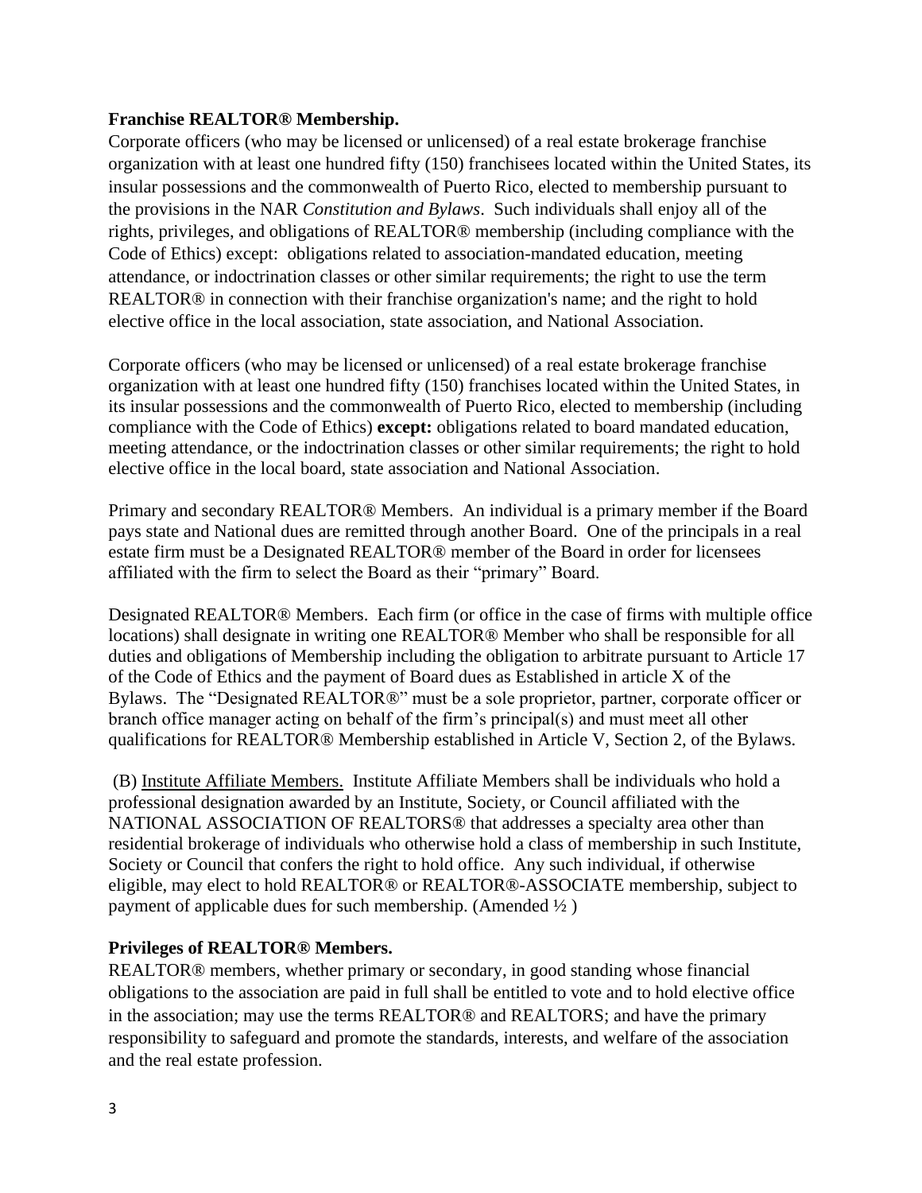**Franchise REALTOR® Membership.**
Corporate officers (who may be licensed or unlicensed) of a real estate brokerage franchise organization with at least one hundred fifty (150) franchisees located within the United States, its insular possessions and the commonwealth of Puerto Rico, elected to membership pursuant to the provisions in the NAR *Constitution and Bylaws*. Such individuals shall enjoy all of the rights, privileges, and obligations of REALTOR® membership (including compliance with the Code of Ethics) except: obligations related to association-mandated education, meeting attendance, or indoctrination classes or other similar requirements; the right to use the term REALTOR® in connection with their franchise organization's name; and the right to hold elective office in the local association, state association, and National Association.

Corporate officers (who may be licensed or unlicensed) of a real estate brokerage franchise organization with at least one hundred fifty (150) franchises located within the United States, in its insular possessions and the commonwealth of Puerto Rico, elected to membership (including compliance with the Code of Ethics) **except:** obligations related to board mandated education, meeting attendance, or the indoctrination classes or other similar requirements; the right to hold elective office in the local board, state association and National Association.

Primary and secondary REALTOR® Members. An individual is a primary member if the Board pays state and National dues are remitted through another Board. One of the principals in a real estate firm must be a Designated REALTOR® member of the Board in order for licensees affiliated with the firm to select the Board as their "primary" Board.

Designated REALTOR® Members. Each firm (or office in the case of firms with multiple office locations) shall designate in writing one REALTOR® Member who shall be responsible for all duties and obligations of Membership including the obligation to arbitrate pursuant to Article 17 of the Code of Ethics and the payment of Board dues as Established in article X of the Bylaws. The "Designated REALTOR®" must be a sole proprietor, partner, corporate officer or branch office manager acting on behalf of the firm's principal(s) and must meet all other qualifications for REALTOR® Membership established in Article V, Section 2, of the Bylaws.

(B) Institute Affiliate Members. Institute Affiliate Members shall be individuals who hold a professional designation awarded by an Institute, Society, or Council affiliated with the NATIONAL ASSOCIATION OF REALTORS® that addresses a specialty area other than residential brokerage of individuals who otherwise hold a class of membership in such Institute, Society or Council that confers the right to hold office. Any such individual, if otherwise eligible, may elect to hold REALTOR® or REALTOR®-ASSOCIATE membership, subject to payment of applicable dues for such membership. (Amended ½ )

**Privileges of REALTOR® Members.**
REALTOR® members, whether primary or secondary, in good standing whose financial obligations to the association are paid in full shall be entitled to vote and to hold elective office in the association; may use the terms REALTOR® and REALTORS; and have the primary responsibility to safeguard and promote the standards, interests, and welfare of the association and the real estate profession.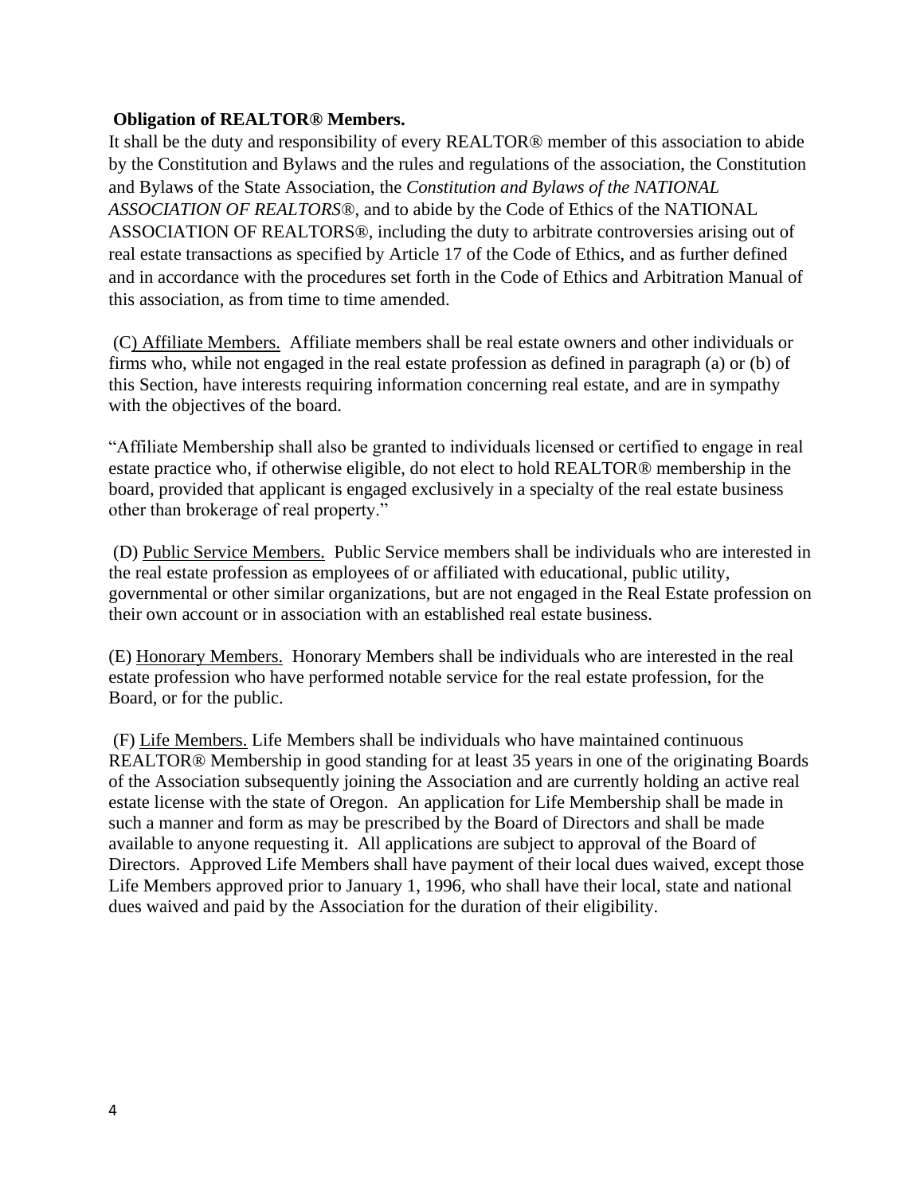**Obligation of REALTOR® Members.**

It shall be the duty and responsibility of every REALTOR® member of this association to abide by the Constitution and Bylaws and the rules and regulations of the association, the Constitution and Bylaws of the State Association, the *Constitution and Bylaws of the NATIONAL ASSOCIATION OF REALTORS®*, and to abide by the Code of Ethics of the NATIONAL ASSOCIATION OF REALTORS®, including the duty to arbitrate controversies arising out of real estate transactions as specified by Article 17 of the Code of Ethics, and as further defined and in accordance with the procedures set forth in the Code of Ethics and Arbitration Manual of this association, as from time to time amended.

(C) Affiliate Members. Affiliate members shall be real estate owners and other individuals or firms who, while not engaged in the real estate profession as defined in paragraph (a) or (b) of this Section, have interests requiring information concerning real estate, and are in sympathy with the objectives of the board.

"Affiliate Membership shall also be granted to individuals licensed or certified to engage in real estate practice who, if otherwise eligible, do not elect to hold REALTOR® membership in the board, provided that applicant is engaged exclusively in a specialty of the real estate business other than brokerage of real property."

(D) Public Service Members. Public Service members shall be individuals who are interested in the real estate profession as employees of or affiliated with educational, public utility, governmental or other similar organizations, but are not engaged in the Real Estate profession on their own account or in association with an established real estate business.

(E) Honorary Members. Honorary Members shall be individuals who are interested in the real estate profession who have performed notable service for the real estate profession, for the Board, or for the public.

(F) Life Members. Life Members shall be individuals who have maintained continuous REALTOR® Membership in good standing for at least 35 years in one of the originating Boards of the Association subsequently joining the Association and are currently holding an active real estate license with the state of Oregon. An application for Life Membership shall be made in such a manner and form as may be prescribed by the Board of Directors and shall be made available to anyone requesting it. All applications are subject to approval of the Board of Directors. Approved Life Members shall have payment of their local dues waived, except those Life Members approved prior to January 1, 1996, who shall have their local, state and national dues waived and paid by the Association for the duration of their eligibility.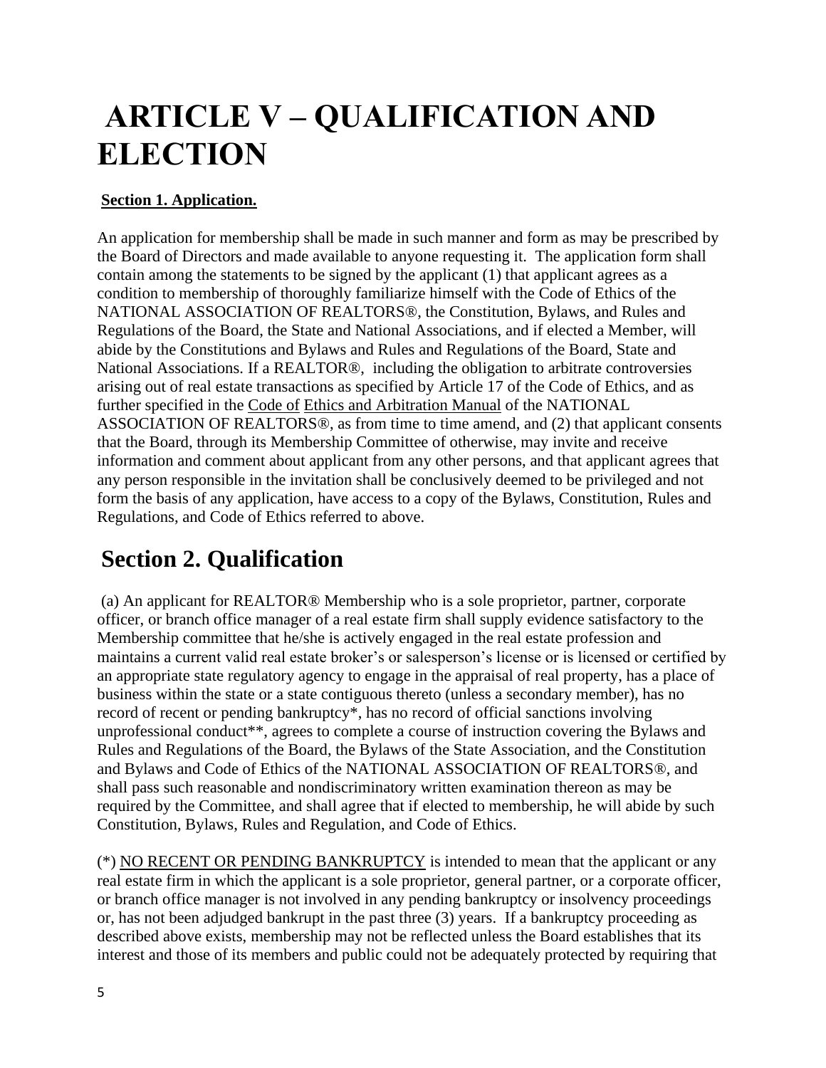# ARTICLE V – QUALIFICATION AND ELECTION

**Section 1. Application.**

An application for membership shall be made in such manner and form as may be prescribed by the Board of Directors and made available to anyone requesting it. The application form shall contain among the statements to be signed by the applicant (1) that applicant agrees as a condition to membership of thoroughly familiarize himself with the Code of Ethics of the NATIONAL ASSOCIATION OF REALTORS®, the Constitution, Bylaws, and Rules and Regulations of the Board, the State and National Associations, and if elected a Member, will abide by the Constitutions and Bylaws and Rules and Regulations of the Board, State and National Associations. If a REALTOR®, including the obligation to arbitrate controversies arising out of real estate transactions as specified by Article 17 of the Code of Ethics, and as further specified in the Code of Ethics and Arbitration Manual of the NATIONAL ASSOCIATION OF REALTORS®, as from time to time amend, and (2) that applicant consents that the Board, through its Membership Committee of otherwise, may invite and receive information and comment about applicant from any other persons, and that applicant agrees that any person responsible in the invitation shall be conclusively deemed to be privileged and not form the basis of any application, have access to a copy of the Bylaws, Constitution, Rules and Regulations, and Code of Ethics referred to above.

## Section 2. Qualification

(a) An applicant for REALTOR® Membership who is a sole proprietor, partner, corporate officer, or branch office manager of a real estate firm shall supply evidence satisfactory to the Membership committee that he/she is actively engaged in the real estate profession and maintains a current valid real estate broker's or salesperson's license or is licensed or certified by an appropriate state regulatory agency to engage in the appraisal of real property, has a place of business within the state or a state contiguous thereto (unless a secondary member), has no record of recent or pending bankruptcy*, has no record of official sanctions involving unprofessional conduct**, agrees to complete a course of instruction covering the Bylaws and Rules and Regulations of the Board, the Bylaws of the State Association, and the Constitution and Bylaws and Code of Ethics of the NATIONAL ASSOCIATION OF REALTORS®, and shall pass such reasonable and nondiscriminatory written examination thereon as may be required by the Committee, and shall agree that if elected to membership, he will abide by such Constitution, Bylaws, Rules and Regulation, and Code of Ethics.

(*) NO RECENT OR PENDING BANKRUPTCY is intended to mean that the applicant or any real estate firm in which the applicant is a sole proprietor, general partner, or a corporate officer, or branch office manager is not involved in any pending bankruptcy or insolvency proceedings or, has not been adjudged bankrupt in the past three (3) years. If a bankruptcy proceeding as described above exists, membership may not be reflected unless the Board establishes that its interest and those of its members and public could not be adequately protected by requiring that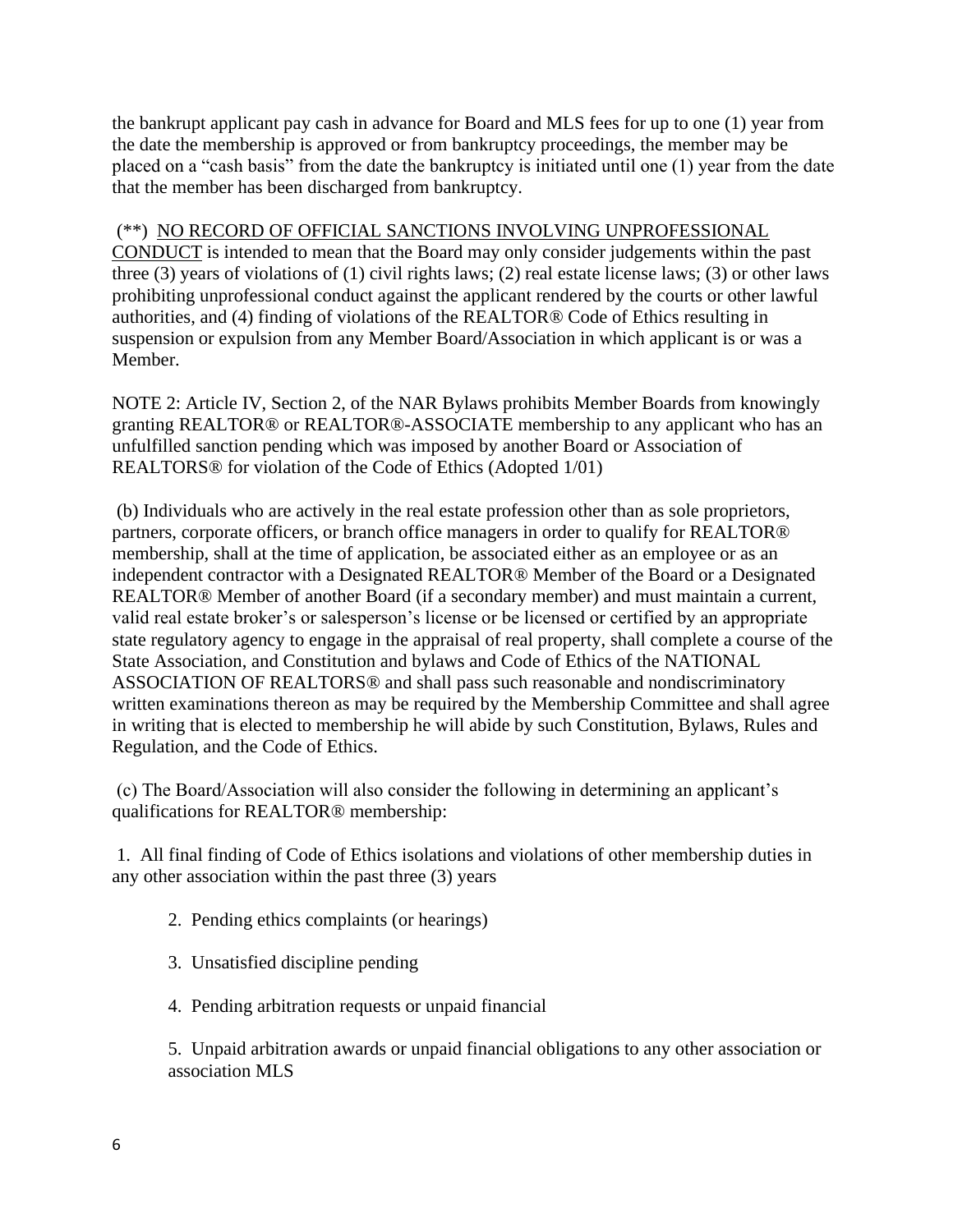the bankrupt applicant pay cash in advance for Board and MLS fees for up to one (1) year from the date the membership is approved or from bankruptcy proceedings, the member may be placed on a "cash basis" from the date the bankruptcy is initiated until one (1) year from the date that the member has been discharged from bankruptcy.

(**) <u>NO RECORD OF OFFICIAL SANCTIONS INVOLVING UNPROFESSIONAL CONDUCT</u> is intended to mean that the Board may only consider judgements within the past three (3) years of violations of (1) civil rights laws; (2) real estate license laws; (3) or other laws prohibiting unprofessional conduct against the applicant rendered by the courts or other lawful authorities, and (4) finding of violations of the REALTOR® Code of Ethics resulting in suspension or expulsion from any Member Board/Association in which applicant is or was a Member.

NOTE 2: Article IV, Section 2, of the NAR Bylaws prohibits Member Boards from knowingly granting REALTOR® or REALTOR®-ASSOCIATE membership to any applicant who has an unfulfilled sanction pending which was imposed by another Board or Association of REALTORS® for violation of the Code of Ethics (Adopted 1/01)

(b) Individuals who are actively in the real estate profession other than as sole proprietors, partners, corporate officers, or branch office managers in order to qualify for REALTOR® membership, shall at the time of application, be associated either as an employee or as an independent contractor with a Designated REALTOR® Member of the Board or a Designated REALTOR® Member of another Board (if a secondary member) and must maintain a current, valid real estate broker's or salesperson's license or be licensed or certified by an appropriate state regulatory agency to engage in the appraisal of real property, shall complete a course of the State Association, and Constitution and bylaws and Code of Ethics of the NATIONAL ASSOCIATION OF REALTORS® and shall pass such reasonable and nondiscriminatory written examinations thereon as may be required by the Membership Committee and shall agree in writing that is elected to membership he will abide by such Constitution, Bylaws, Rules and Regulation, and the Code of Ethics.

(c) The Board/Association will also consider the following in determining an applicant's qualifications for REALTOR® membership:

1. All final finding of Code of Ethics isolations and violations of other membership duties in any other association within the past three (3) years

2. Pending ethics complaints (or hearings)

3. Unsatisfied discipline pending

4. Pending arbitration requests or unpaid financial

5. Unpaid arbitration awards or unpaid financial obligations to any other association or association MLS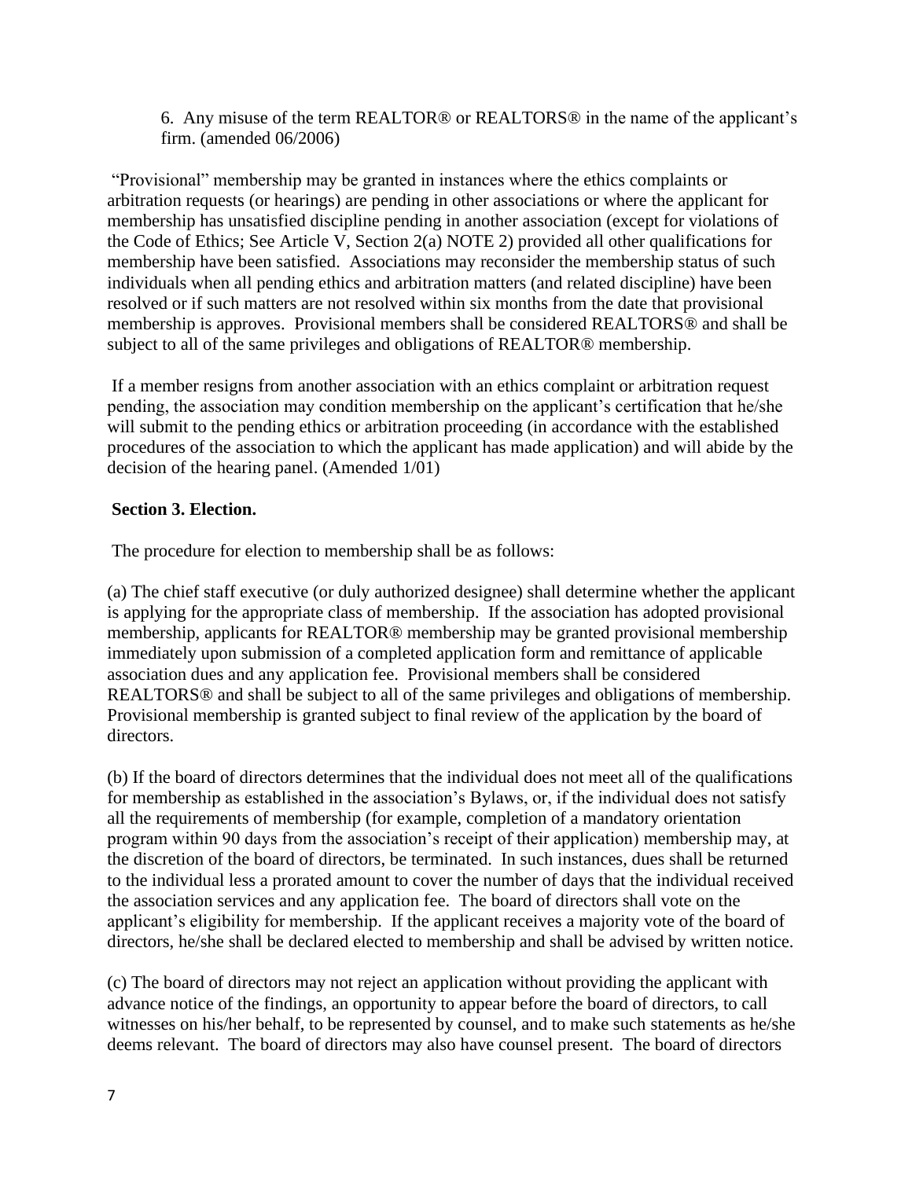6. Any misuse of the term REALTOR® or REALTORS® in the name of the applicant's firm. (amended 06/2006)

"Provisional" membership may be granted in instances where the ethics complaints or arbitration requests (or hearings) are pending in other associations or where the applicant for membership has unsatisfied discipline pending in another association (except for violations of the Code of Ethics; See Article V, Section 2(a) NOTE 2) provided all other qualifications for membership have been satisfied. Associations may reconsider the membership status of such individuals when all pending ethics and arbitration matters (and related discipline) have been resolved or if such matters are not resolved within six months from the date that provisional membership is approves. Provisional members shall be considered REALTORS® and shall be subject to all of the same privileges and obligations of REALTOR® membership.

If a member resigns from another association with an ethics complaint or arbitration request pending, the association may condition membership on the applicant's certification that he/she will submit to the pending ethics or arbitration proceeding (in accordance with the established procedures of the association to which the applicant has made application) and will abide by the decision of the hearing panel. (Amended 1/01)

**Section 3. Election.**

The procedure for election to membership shall be as follows:

(a) The chief staff executive (or duly authorized designee) shall determine whether the applicant is applying for the appropriate class of membership. If the association has adopted provisional membership, applicants for REALTOR® membership may be granted provisional membership immediately upon submission of a completed application form and remittance of applicable association dues and any application fee. Provisional members shall be considered REALTORS® and shall be subject to all of the same privileges and obligations of membership. Provisional membership is granted subject to final review of the application by the board of directors.

(b) If the board of directors determines that the individual does not meet all of the qualifications for membership as established in the association's Bylaws, or, if the individual does not satisfy all the requirements of membership (for example, completion of a mandatory orientation program within 90 days from the association's receipt of their application) membership may, at the discretion of the board of directors, be terminated. In such instances, dues shall be returned to the individual less a prorated amount to cover the number of days that the individual received the association services and any application fee. The board of directors shall vote on the applicant's eligibility for membership. If the applicant receives a majority vote of the board of directors, he/she shall be declared elected to membership and shall be advised by written notice.

(c) The board of directors may not reject an application without providing the applicant with advance notice of the findings, an opportunity to appear before the board of directors, to call witnesses on his/her behalf, to be represented by counsel, and to make such statements as he/she deems relevant. The board of directors may also have counsel present. The board of directors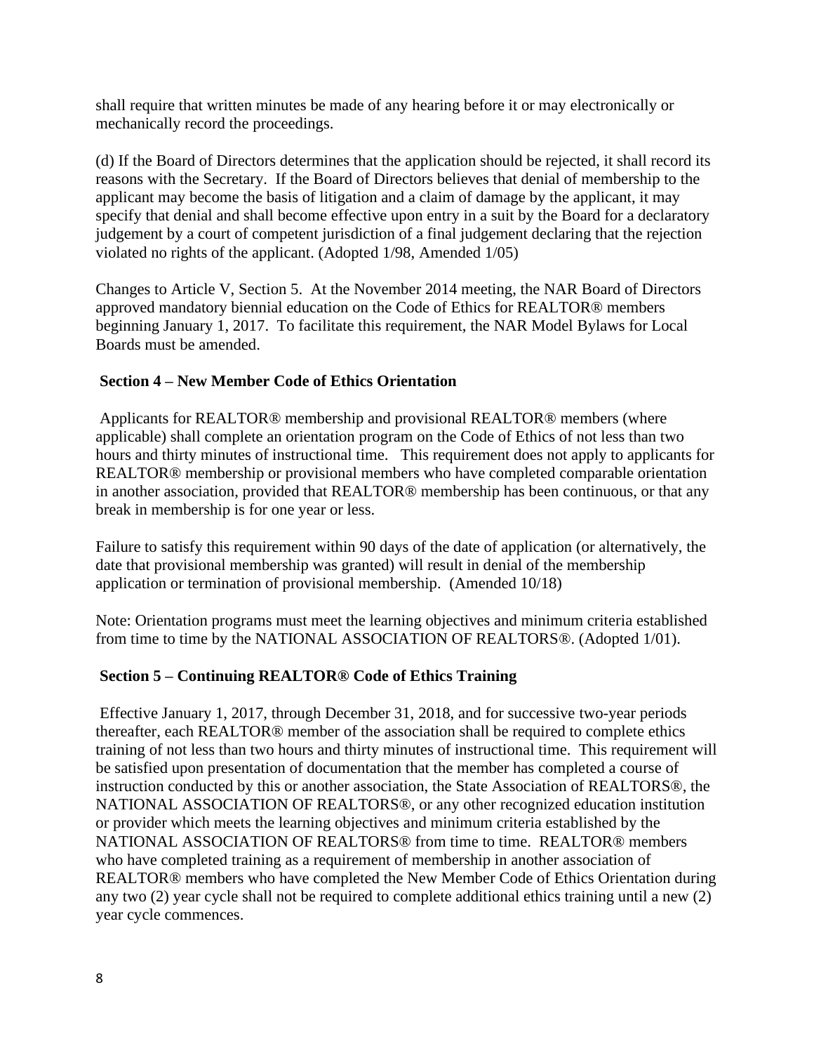shall require that written minutes be made of any hearing before it or may electronically or mechanically record the proceedings.

(d) If the Board of Directors determines that the application should be rejected, it shall record its reasons with the Secretary. If the Board of Directors believes that denial of membership to the applicant may become the basis of litigation and a claim of damage by the applicant, it may specify that denial and shall become effective upon entry in a suit by the Board for a declaratory judgement by a court of competent jurisdiction of a final judgement declaring that the rejection violated no rights of the applicant. (Adopted 1/98, Amended 1/05)

Changes to Article V, Section 5. At the November 2014 meeting, the NAR Board of Directors approved mandatory biennial education on the Code of Ethics for REALTOR® members beginning January 1, 2017. To facilitate this requirement, the NAR Model Bylaws for Local Boards must be amended.

**Section 4 – New Member Code of Ethics Orientation**

Applicants for REALTOR® membership and provisional REALTOR® members (where applicable) shall complete an orientation program on the Code of Ethics of not less than two hours and thirty minutes of instructional time. This requirement does not apply to applicants for REALTOR® membership or provisional members who have completed comparable orientation in another association, provided that REALTOR® membership has been continuous, or that any break in membership is for one year or less.

Failure to satisfy this requirement within 90 days of the date of application (or alternatively, the date that provisional membership was granted) will result in denial of the membership application or termination of provisional membership. (Amended 10/18)

Note: Orientation programs must meet the learning objectives and minimum criteria established from time to time by the NATIONAL ASSOCIATION OF REALTORS®. (Adopted 1/01).

**Section 5 – Continuing REALTOR® Code of Ethics Training**

Effective January 1, 2017, through December 31, 2018, and for successive two-year periods thereafter, each REALTOR® member of the association shall be required to complete ethics training of not less than two hours and thirty minutes of instructional time. This requirement will be satisfied upon presentation of documentation that the member has completed a course of instruction conducted by this or another association, the State Association of REALTORS®, the NATIONAL ASSOCIATION OF REALTORS®, or any other recognized education institution or provider which meets the learning objectives and minimum criteria established by the NATIONAL ASSOCIATION OF REALTORS® from time to time. REALTOR® members who have completed training as a requirement of membership in another association of REALTOR® members who have completed the New Member Code of Ethics Orientation during any two (2) year cycle shall not be required to complete additional ethics training until a new (2) year cycle commences.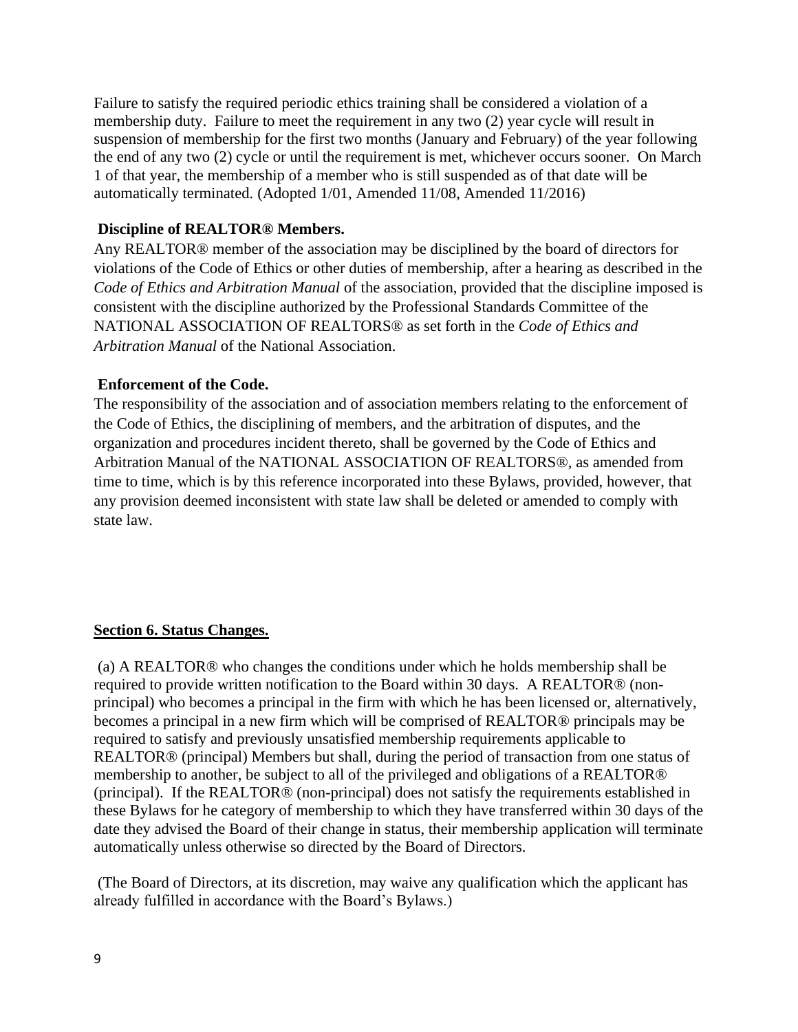Failure to satisfy the required periodic ethics training shall be considered a violation of a membership duty. Failure to meet the requirement in any two (2) year cycle will result in suspension of membership for the first two months (January and February) of the year following the end of any two (2) cycle or until the requirement is met, whichever occurs sooner. On March 1 of that year, the membership of a member who is still suspended as of that date will be automatically terminated. (Adopted 1/01, Amended 11/08, Amended 11/2016)

**Discipline of REALTOR® Members.**

Any REALTOR® member of the association may be disciplined by the board of directors for violations of the Code of Ethics or other duties of membership, after a hearing as described in the *Code of Ethics and Arbitration Manual* of the association, provided that the discipline imposed is consistent with the discipline authorized by the Professional Standards Committee of the NATIONAL ASSOCIATION OF REALTORS® as set forth in the *Code of Ethics and Arbitration Manual* of the National Association.

**Enforcement of the Code.**

The responsibility of the association and of association members relating to the enforcement of the Code of Ethics, the disciplining of members, and the arbitration of disputes, and the organization and procedures incident thereto, shall be governed by the Code of Ethics and Arbitration Manual of the NATIONAL ASSOCIATION OF REALTORS®, as amended from time to time, which is by this reference incorporated into these Bylaws, provided, however, that any provision deemed inconsistent with state law shall be deleted or amended to comply with state law.

## Section 6. Status Changes.

(a) A REALTOR® who changes the conditions under which he holds membership shall be required to provide written notification to the Board within 30 days. A REALTOR® (non-principal) who becomes a principal in the firm with which he has been licensed or, alternatively, becomes a principal in a new firm which will be comprised of REALTOR® principals may be required to satisfy and previously unsatisfied membership requirements applicable to REALTOR® (principal) Members but shall, during the period of transaction from one status of membership to another, be subject to all of the privileged and obligations of a REALTOR® (principal). If the REALTOR® (non-principal) does not satisfy the requirements established in these Bylaws for he category of membership to which they have transferred within 30 days of the date they advised the Board of their change in status, their membership application will terminate automatically unless otherwise so directed by the Board of Directors.

(The Board of Directors, at its discretion, may waive any qualification which the applicant has already fulfilled in accordance with the Board's Bylaws.)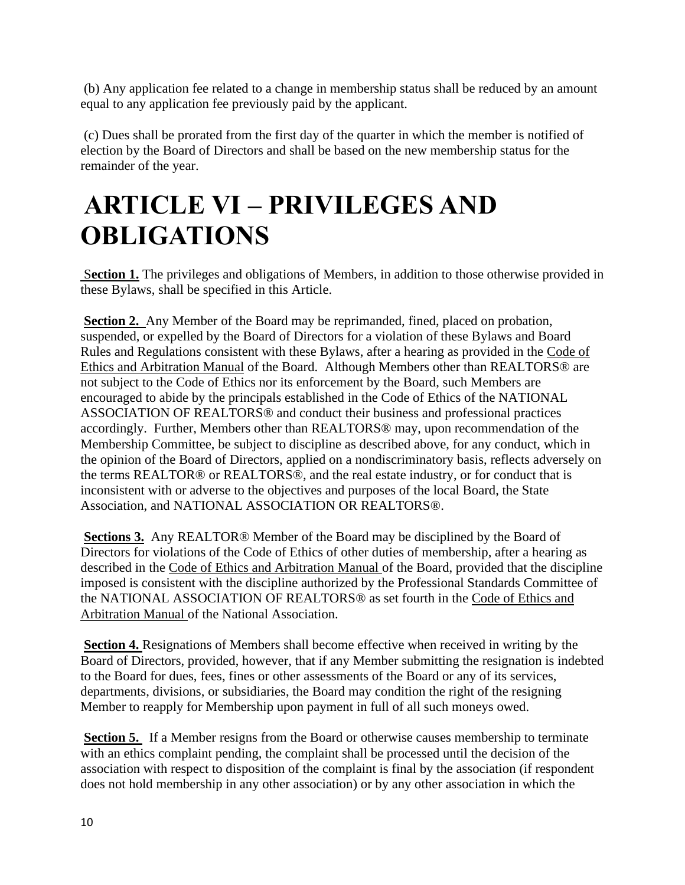(b) Any application fee related to a change in membership status shall be reduced by an amount equal to any application fee previously paid by the applicant.

(c) Dues shall be prorated from the first day of the quarter in which the member is notified of election by the Board of Directors and shall be based on the new membership status for the remainder of the year.

# ARTICLE VI – PRIVILEGES AND OBLIGATIONS

**Section 1.** The privileges and obligations of Members, in addition to those otherwise provided in these Bylaws, shall be specified in this Article.

**Section 2.** Any Member of the Board may be reprimanded, fined, placed on probation, suspended, or expelled by the Board of Directors for a violation of these Bylaws and Board Rules and Regulations consistent with these Bylaws, after a hearing as provided in the Code of Ethics and Arbitration Manual of the Board. Although Members other than REALTORS® are not subject to the Code of Ethics nor its enforcement by the Board, such Members are encouraged to abide by the principals established in the Code of Ethics of the NATIONAL ASSOCIATION OF REALTORS® and conduct their business and professional practices accordingly. Further, Members other than REALTORS® may, upon recommendation of the Membership Committee, be subject to discipline as described above, for any conduct, which in the opinion of the Board of Directors, applied on a nondiscriminatory basis, reflects adversely on the terms REALTOR® or REALTORS®, and the real estate industry, or for conduct that is inconsistent with or adverse to the objectives and purposes of the local Board, the State Association, and NATIONAL ASSOCIATION OR REALTORS®.

**Sections 3.** Any REALTOR® Member of the Board may be disciplined by the Board of Directors for violations of the Code of Ethics of other duties of membership, after a hearing as described in the Code of Ethics and Arbitration Manual of the Board, provided that the discipline imposed is consistent with the discipline authorized by the Professional Standards Committee of the NATIONAL ASSOCIATION OF REALTORS® as set fourth in the Code of Ethics and Arbitration Manual of the National Association.

**Section 4.** Resignations of Members shall become effective when received in writing by the Board of Directors, provided, however, that if any Member submitting the resignation is indebted to the Board for dues, fees, fines or other assessments of the Board or any of its services, departments, divisions, or subsidiaries, the Board may condition the right of the resigning Member to reapply for Membership upon payment in full of all such moneys owed.

**Section 5.** If a Member resigns from the Board or otherwise causes membership to terminate with an ethics complaint pending, the complaint shall be processed until the decision of the association with respect to disposition of the complaint is final by the association (if respondent does not hold membership in any other association) or by any other association in which the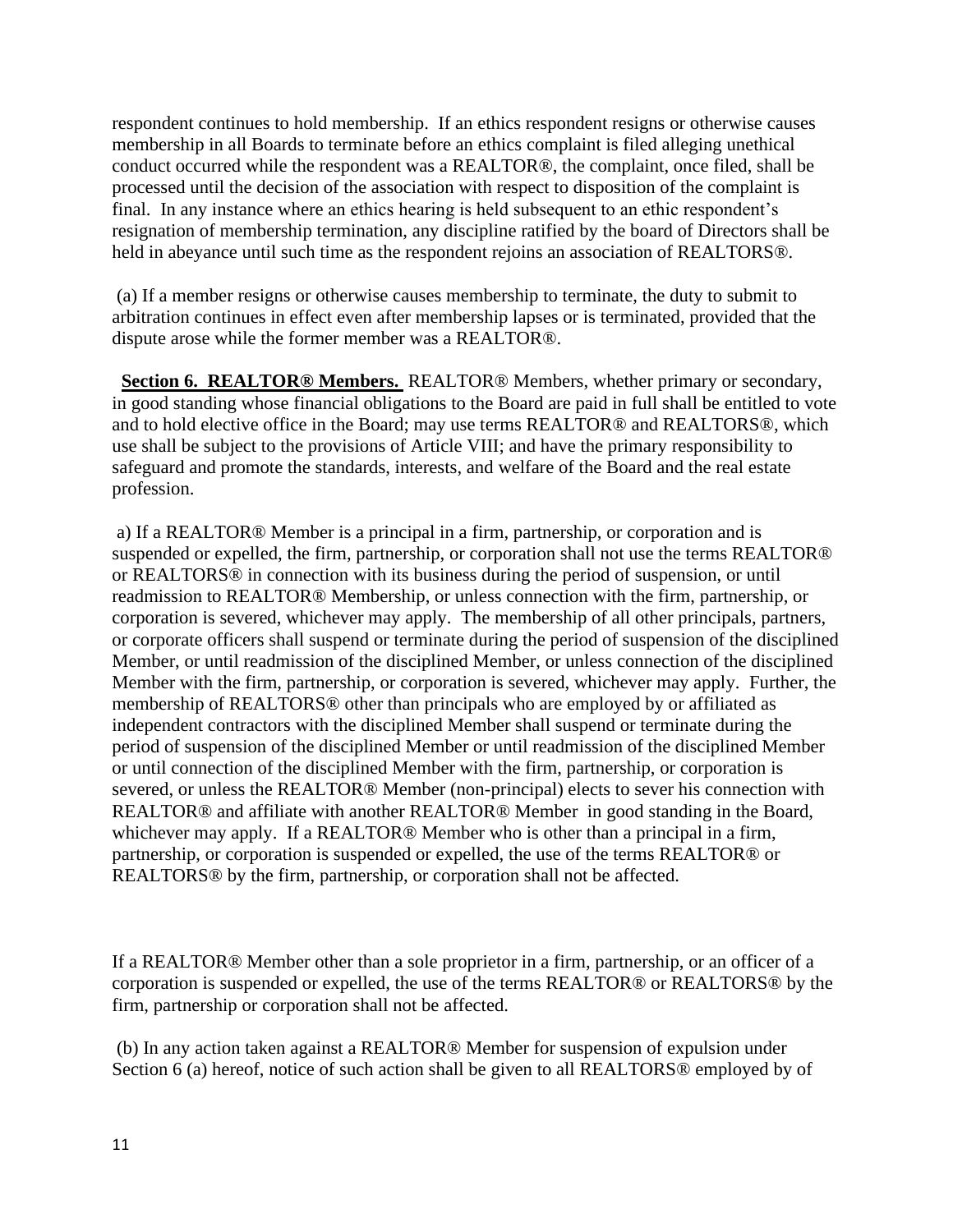respondent continues to hold membership. If an ethics respondent resigns or otherwise causes membership in all Boards to terminate before an ethics complaint is filed alleging unethical conduct occurred while the respondent was a REALTOR®, the complaint, once filed, shall be processed until the decision of the association with respect to disposition of the complaint is final. In any instance where an ethics hearing is held subsequent to an ethic respondent's resignation of membership termination, any discipline ratified by the board of Directors shall be held in abeyance until such time as the respondent rejoins an association of REALTORS®.

(a) If a member resigns or otherwise causes membership to terminate, the duty to submit to arbitration continues in effect even after membership lapses or is terminated, provided that the dispute arose while the former member was a REALTOR®.

**Section 6. REALTOR® Members.** REALTOR® Members, whether primary or secondary, in good standing whose financial obligations to the Board are paid in full shall be entitled to vote and to hold elective office in the Board; may use terms REALTOR® and REALTORS®, which use shall be subject to the provisions of Article VIII; and have the primary responsibility to safeguard and promote the standards, interests, and welfare of the Board and the real estate profession.

a) If a REALTOR® Member is a principal in a firm, partnership, or corporation and is suspended or expelled, the firm, partnership, or corporation shall not use the terms REALTOR® or REALTORS® in connection with its business during the period of suspension, or until readmission to REALTOR® Membership, or unless connection with the firm, partnership, or corporation is severed, whichever may apply. The membership of all other principals, partners, or corporate officers shall suspend or terminate during the period of suspension of the disciplined Member, or until readmission of the disciplined Member, or unless connection of the disciplined Member with the firm, partnership, or corporation is severed, whichever may apply. Further, the membership of REALTORS® other than principals who are employed by or affiliated as independent contractors with the disciplined Member shall suspend or terminate during the period of suspension of the disciplined Member or until readmission of the disciplined Member or until connection of the disciplined Member with the firm, partnership, or corporation is severed, or unless the REALTOR® Member (non-principal) elects to sever his connection with REALTOR® and affiliate with another REALTOR® Member in good standing in the Board, whichever may apply. If a REALTOR® Member who is other than a principal in a firm, partnership, or corporation is suspended or expelled, the use of the terms REALTOR® or REALTORS® by the firm, partnership, or corporation shall not be affected.

If a REALTOR® Member other than a sole proprietor in a firm, partnership, or an officer of a corporation is suspended or expelled, the use of the terms REALTOR® or REALTORS® by the firm, partnership or corporation shall not be affected.

(b) In any action taken against a REALTOR® Member for suspension of expulsion under Section 6 (a) hereof, notice of such action shall be given to all REALTORS® employed by of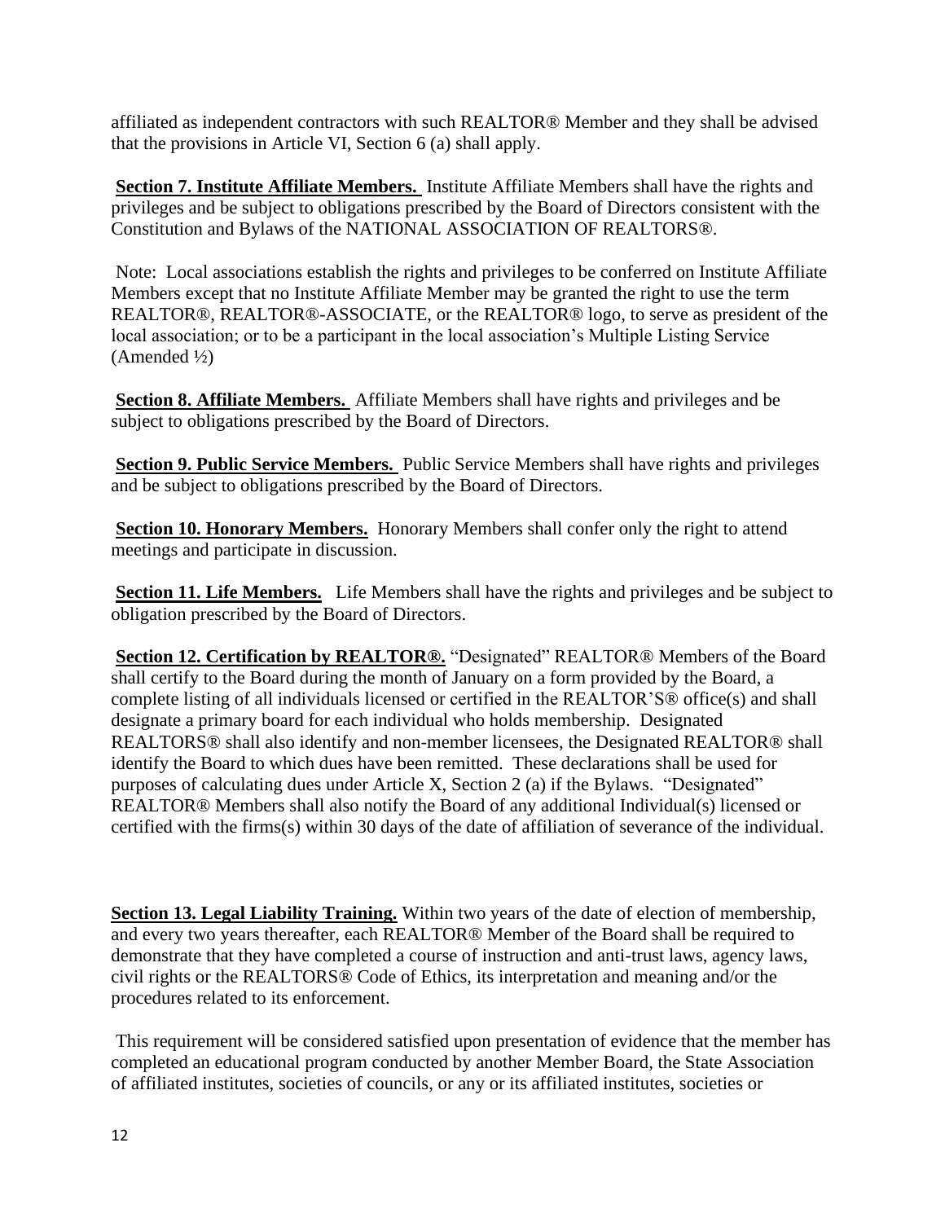affiliated as independent contractors with such REALTOR® Member and they shall be advised that the provisions in Article VI, Section 6 (a) shall apply.

**Section 7. Institute Affiliate Members.** Institute Affiliate Members shall have the rights and privileges and be subject to obligations prescribed by the Board of Directors consistent with the Constitution and Bylaws of the NATIONAL ASSOCIATION OF REALTORS®.

Note: Local associations establish the rights and privileges to be conferred on Institute Affiliate Members except that no Institute Affiliate Member may be granted the right to use the term REALTOR®, REALTOR®-ASSOCIATE, or the REALTOR® logo, to serve as president of the local association; or to be a participant in the local association's Multiple Listing Service (Amended ½)

**Section 8. Affiliate Members.** Affiliate Members shall have rights and privileges and be subject to obligations prescribed by the Board of Directors.

**Section 9. Public Service Members.** Public Service Members shall have rights and privileges and be subject to obligations prescribed by the Board of Directors.

**Section 10. Honorary Members.** Honorary Members shall confer only the right to attend meetings and participate in discussion.

**Section 11. Life Members.** Life Members shall have the rights and privileges and be subject to obligation prescribed by the Board of Directors.

**Section 12. Certification by REALTOR®.** "Designated" REALTOR® Members of the Board shall certify to the Board during the month of January on a form provided by the Board, a complete listing of all individuals licensed or certified in the REALTOR'S® office(s) and shall designate a primary board for each individual who holds membership. Designated REALTORS® shall also identify and non-member licensees, the Designated REALTOR® shall identify the Board to which dues have been remitted. These declarations shall be used for purposes of calculating dues under Article X, Section 2 (a) if the Bylaws. "Designated" REALTOR® Members shall also notify the Board of any additional Individual(s) licensed or certified with the firms(s) within 30 days of the date of affiliation of severance of the individual.

**Section 13. Legal Liability Training.** Within two years of the date of election of membership, and every two years thereafter, each REALTOR® Member of the Board shall be required to demonstrate that they have completed a course of instruction and anti-trust laws, agency laws, civil rights or the REALTORS® Code of Ethics, its interpretation and meaning and/or the procedures related to its enforcement.

This requirement will be considered satisfied upon presentation of evidence that the member has completed an educational program conducted by another Member Board, the State Association of affiliated institutes, societies of councils, or any or its affiliated institutes, societies or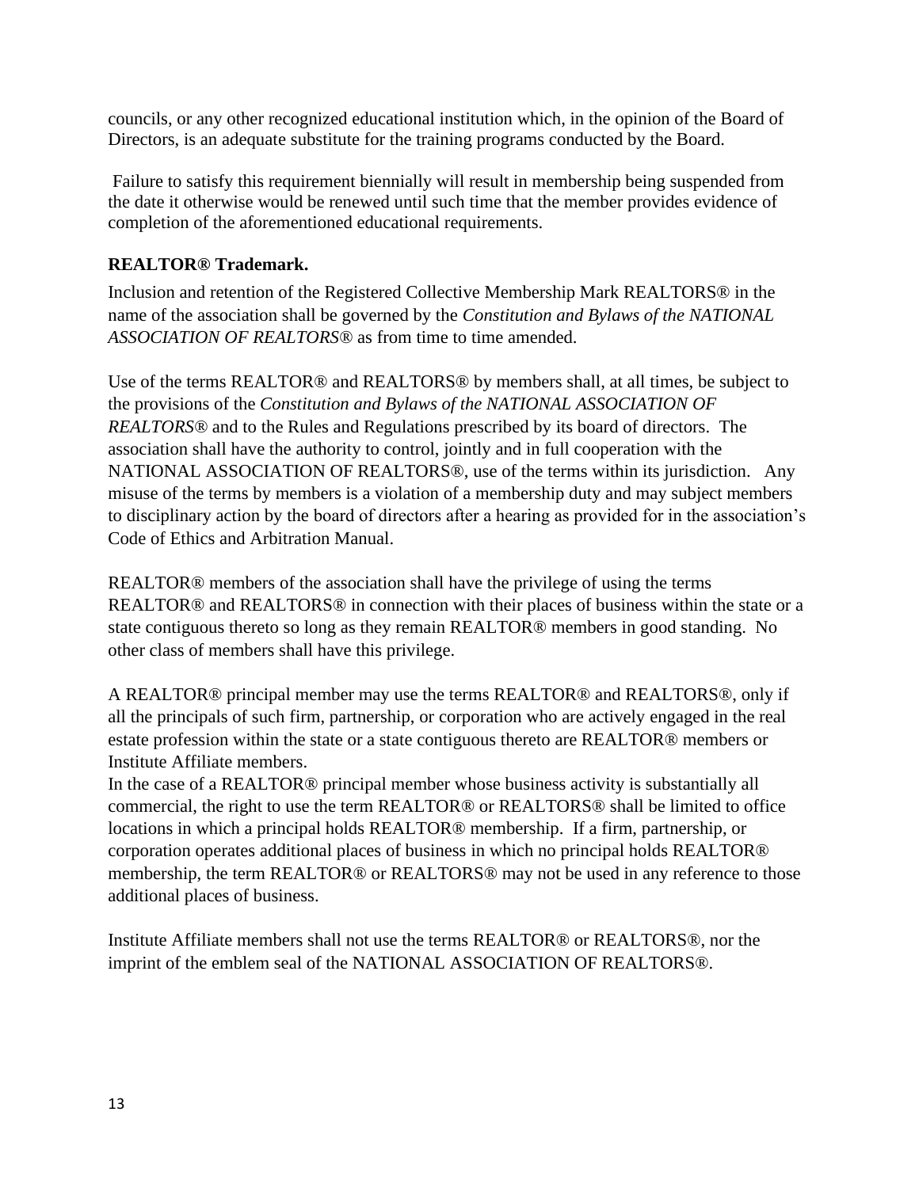councils, or any other recognized educational institution which, in the opinion of the Board of Directors, is an adequate substitute for the training programs conducted by the Board.

Failure to satisfy this requirement biennially will result in membership being suspended from the date it otherwise would be renewed until such time that the member provides evidence of completion of the aforementioned educational requirements.

**REALTOR® Trademark.**

Inclusion and retention of the Registered Collective Membership Mark REALTORS® in the name of the association shall be governed by the *Constitution and Bylaws of the NATIONAL ASSOCIATION OF REALTORS®* as from time to time amended.

Use of the terms REALTOR® and REALTORS® by members shall, at all times, be subject to the provisions of the *Constitution and Bylaws of the NATIONAL ASSOCIATION OF REALTORS®* and to the Rules and Regulations prescribed by its board of directors. The association shall have the authority to control, jointly and in full cooperation with the NATIONAL ASSOCIATION OF REALTORS®, use of the terms within its jurisdiction. Any misuse of the terms by members is a violation of a membership duty and may subject members to disciplinary action by the board of directors after a hearing as provided for in the association's Code of Ethics and Arbitration Manual.

REALTOR® members of the association shall have the privilege of using the terms REALTOR® and REALTORS® in connection with their places of business within the state or a state contiguous thereto so long as they remain REALTOR® members in good standing. No other class of members shall have this privilege.

A REALTOR® principal member may use the terms REALTOR® and REALTORS®, only if all the principals of such firm, partnership, or corporation who are actively engaged in the real estate profession within the state or a state contiguous thereto are REALTOR® members or Institute Affiliate members.
In the case of a REALTOR® principal member whose business activity is substantially all commercial, the right to use the term REALTOR® or REALTORS® shall be limited to office locations in which a principal holds REALTOR® membership. If a firm, partnership, or corporation operates additional places of business in which no principal holds REALTOR® membership, the term REALTOR® or REALTORS® may not be used in any reference to those additional places of business.

Institute Affiliate members shall not use the terms REALTOR® or REALTORS®, nor the imprint of the emblem seal of the NATIONAL ASSOCIATION OF REALTORS®.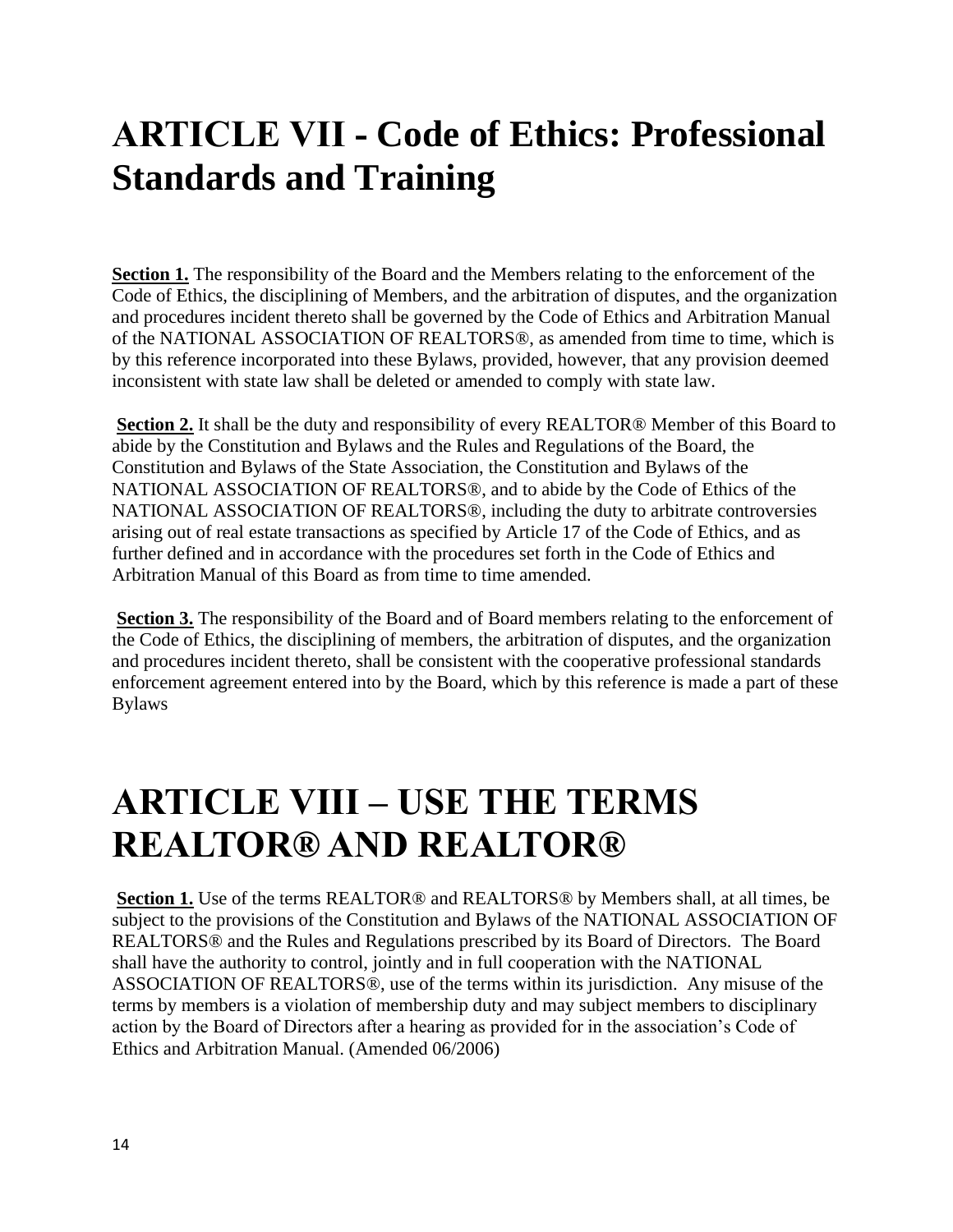# ARTICLE VII - Code of Ethics: Professional Standards and Training

**<u>Section 1.</u>** The responsibility of the Board and the Members relating to the enforcement of the Code of Ethics, the disciplining of Members, and the arbitration of disputes, and the organization and procedures incident thereto shall be governed by the Code of Ethics and Arbitration Manual of the NATIONAL ASSOCIATION OF REALTORS®, as amended from time to time, which is by this reference incorporated into these Bylaws, provided, however, that any provision deemed inconsistent with state law shall be deleted or amended to comply with state law.

**<u>Section 2.</u>** It shall be the duty and responsibility of every REALTOR® Member of this Board to abide by the Constitution and Bylaws and the Rules and Regulations of the Board, the Constitution and Bylaws of the State Association, the Constitution and Bylaws of the NATIONAL ASSOCIATION OF REALTORS®, and to abide by the Code of Ethics of the NATIONAL ASSOCIATION OF REALTORS®, including the duty to arbitrate controversies arising out of real estate transactions as specified by Article 17 of the Code of Ethics, and as further defined and in accordance with the procedures set forth in the Code of Ethics and Arbitration Manual of this Board as from time to time amended.

**<u>Section 3.</u>** The responsibility of the Board and of Board members relating to the enforcement of the Code of Ethics, the disciplining of members, the arbitration of disputes, and the organization and procedures incident thereto, shall be consistent with the cooperative professional standards enforcement agreement entered into by the Board, which by this reference is made a part of these Bylaws

# ARTICLE VIII – USE THE TERMS REALTOR® AND REALTOR®

**<u>Section 1.</u>** Use of the terms REALTOR® and REALTORS® by Members shall, at all times, be subject to the provisions of the Constitution and Bylaws of the NATIONAL ASSOCIATION OF REALTORS® and the Rules and Regulations prescribed by its Board of Directors. The Board shall have the authority to control, jointly and in full cooperation with the NATIONAL ASSOCIATION OF REALTORS®, use of the terms within its jurisdiction. Any misuse of the terms by members is a violation of membership duty and may subject members to disciplinary action by the Board of Directors after a hearing as provided for in the association's Code of Ethics and Arbitration Manual. (Amended 06/2006)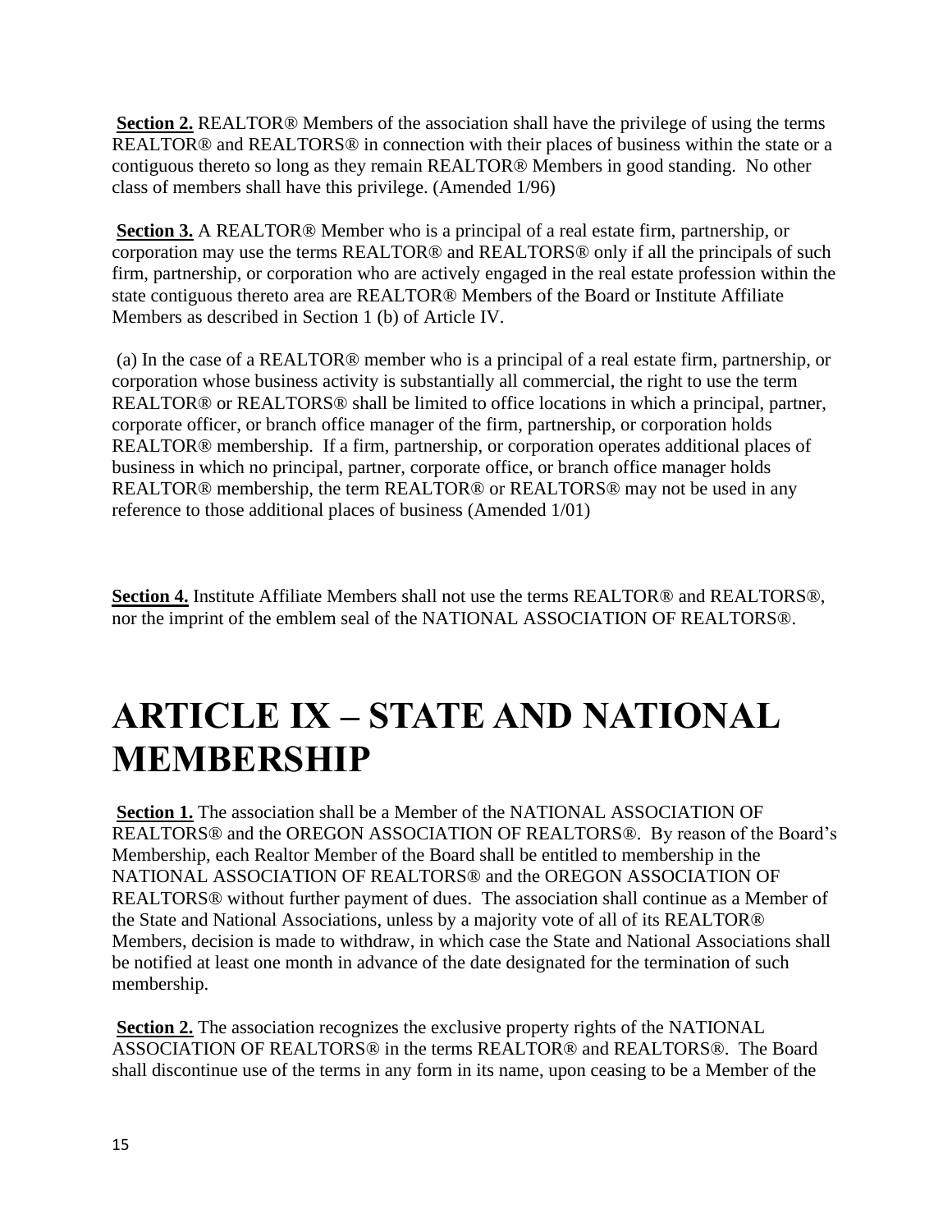**Section 2.** REALTOR® Members of the association shall have the privilege of using the terms REALTOR® and REALTORS® in connection with their places of business within the state or a contiguous thereto so long as they remain REALTOR® Members in good standing. No other class of members shall have this privilege. (Amended 1/96)

**Section 3.** A REALTOR® Member who is a principal of a real estate firm, partnership, or corporation may use the terms REALTOR® and REALTORS® only if all the principals of such firm, partnership, or corporation who are actively engaged in the real estate profession within the state contiguous thereto area are REALTOR® Members of the Board or Institute Affiliate Members as described in Section 1 (b) of Article IV.

(a) In the case of a REALTOR® member who is a principal of a real estate firm, partnership, or corporation whose business activity is substantially all commercial, the right to use the term REALTOR® or REALTORS® shall be limited to office locations in which a principal, partner, corporate officer, or branch office manager of the firm, partnership, or corporation holds REALTOR® membership. If a firm, partnership, or corporation operates additional places of business in which no principal, partner, corporate office, or branch office manager holds REALTOR® membership, the term REALTOR® or REALTORS® may not be used in any reference to those additional places of business (Amended 1/01)

**Section 4.** Institute Affiliate Members shall not use the terms REALTOR® and REALTORS®, nor the imprint of the emblem seal of the NATIONAL ASSOCIATION OF REALTORS®.

# ARTICLE IX – STATE AND NATIONAL MEMBERSHIP

**Section 1.** The association shall be a Member of the NATIONAL ASSOCIATION OF REALTORS® and the OREGON ASSOCIATION OF REALTORS®. By reason of the Board's Membership, each Realtor Member of the Board shall be entitled to membership in the NATIONAL ASSOCIATION OF REALTORS® and the OREGON ASSOCIATION OF REALTORS® without further payment of dues. The association shall continue as a Member of the State and National Associations, unless by a majority vote of all of its REALTOR® Members, decision is made to withdraw, in which case the State and National Associations shall be notified at least one month in advance of the date designated for the termination of such membership.

**Section 2.** The association recognizes the exclusive property rights of the NATIONAL ASSOCIATION OF REALTORS® in the terms REALTOR® and REALTORS®. The Board shall discontinue use of the terms in any form in its name, upon ceasing to be a Member of the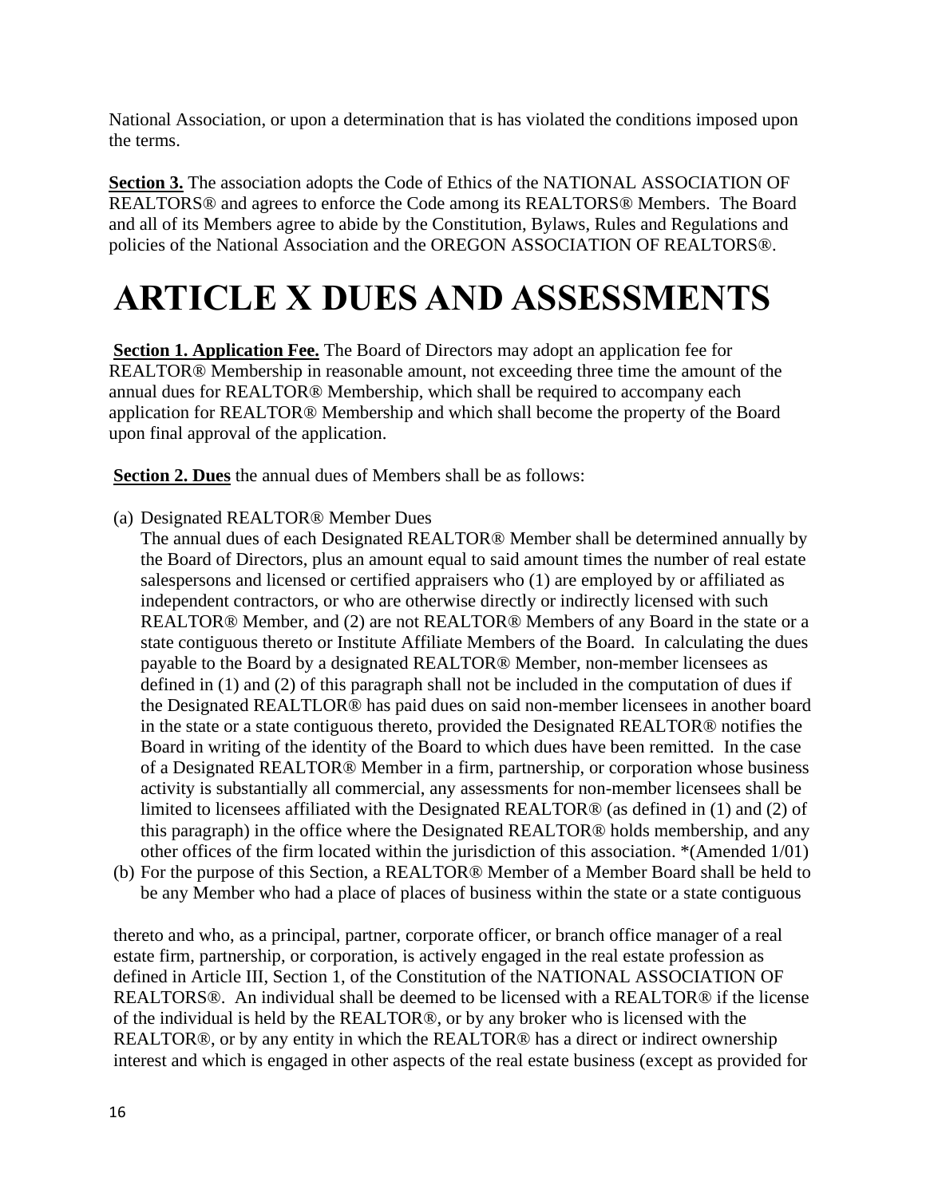National Association, or upon a determination that is has violated the conditions imposed upon the terms.

**Section 3.** The association adopts the Code of Ethics of the NATIONAL ASSOCIATION OF REALTORS® and agrees to enforce the Code among its REALTORS® Members. The Board and all of its Members agree to abide by the Constitution, Bylaws, Rules and Regulations and policies of the National Association and the OREGON ASSOCIATION OF REALTORS®.

# ARTICLE X DUES AND ASSESSMENTS

**Section 1. Application Fee.** The Board of Directors may adopt an application fee for REALTOR® Membership in reasonable amount, not exceeding three time the amount of the annual dues for REALTOR® Membership, which shall be required to accompany each application for REALTOR® Membership and which shall become the property of the Board upon final approval of the application.

**Section 2. Dues** the annual dues of Members shall be as follows:

(a) Designated REALTOR® Member Dues
The annual dues of each Designated REALTOR® Member shall be determined annually by the Board of Directors, plus an amount equal to said amount times the number of real estate salespersons and licensed or certified appraisers who (1) are employed by or affiliated as independent contractors, or who are otherwise directly or indirectly licensed with such REALTOR® Member, and (2) are not REALTOR® Members of any Board in the state or a state contiguous thereto or Institute Affiliate Members of the Board. In calculating the dues payable to the Board by a designated REALTOR® Member, non-member licensees as defined in (1) and (2) of this paragraph shall not be included in the computation of dues if the Designated REALTLOR® has paid dues on said non-member licensees in another board in the state or a state contiguous thereto, provided the Designated REALTOR® notifies the Board in writing of the identity of the Board to which dues have been remitted. In the case of a Designated REALTOR® Member in a firm, partnership, or corporation whose business activity is substantially all commercial, any assessments for non-member licensees shall be limited to licensees affiliated with the Designated REALTOR® (as defined in (1) and (2) of this paragraph) in the office where the Designated REALTOR® holds membership, and any other offices of the firm located within the jurisdiction of this association. *(Amended 1/01)

(b) For the purpose of this Section, a REALTOR® Member of a Member Board shall be held to be any Member who had a place of places of business within the state or a state contiguous thereto and who, as a principal, partner, corporate officer, or branch office manager of a real estate firm, partnership, or corporation, is actively engaged in the real estate profession as defined in Article III, Section 1, of the Constitution of the NATIONAL ASSOCIATION OF REALTORS®. An individual shall be deemed to be licensed with a REALTOR® if the license of the individual is held by the REALTOR®, or by any broker who is licensed with the REALTOR®, or by any entity in which the REALTOR® has a direct or indirect ownership interest and which is engaged in other aspects of the real estate business (except as provided for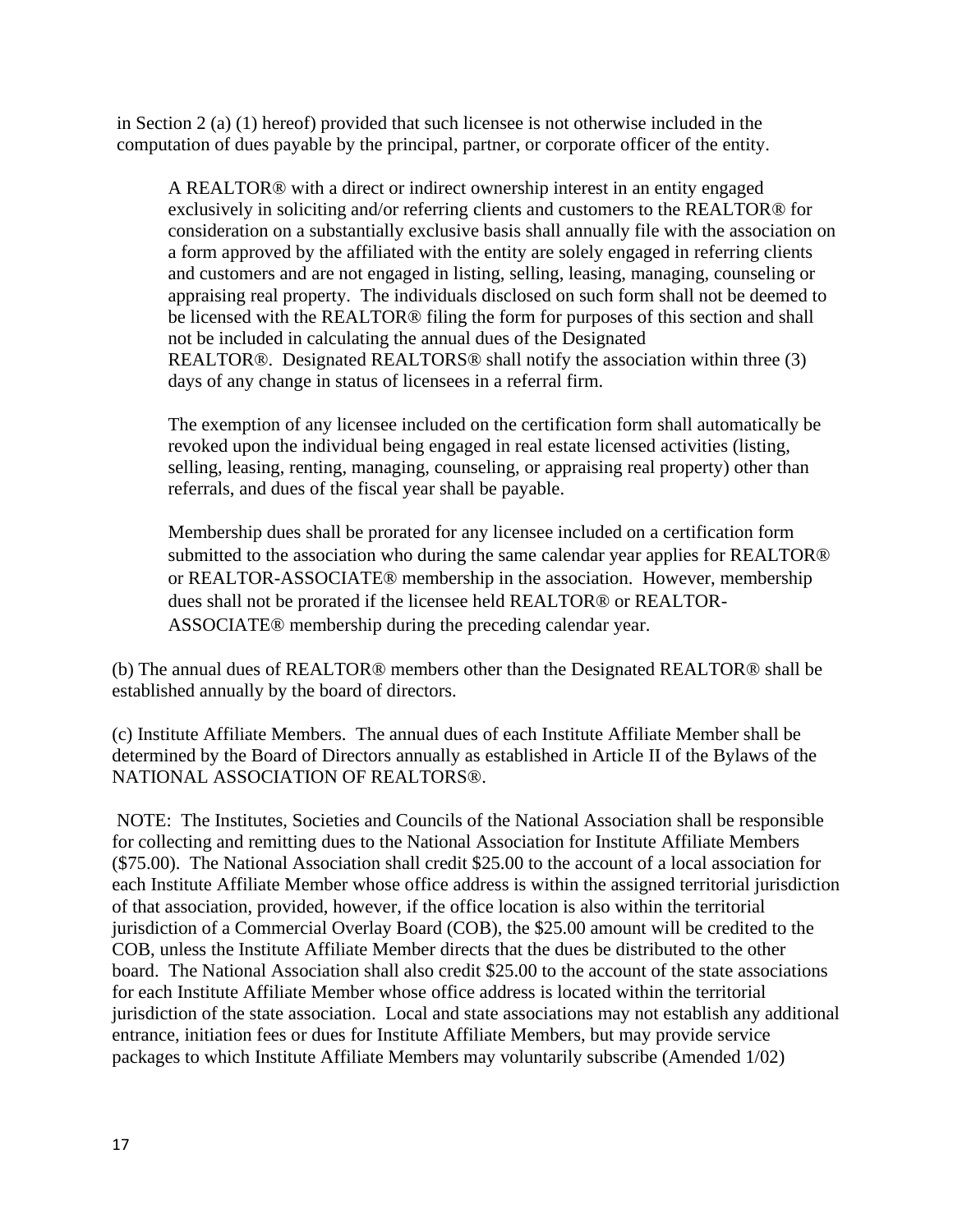in Section 2 (a) (1) hereof) provided that such licensee is not otherwise included in the computation of dues payable by the principal, partner, or corporate officer of the entity.

A REALTOR® with a direct or indirect ownership interest in an entity engaged exclusively in soliciting and/or referring clients and customers to the REALTOR® for consideration on a substantially exclusive basis shall annually file with the association on a form approved by the affiliated with the entity are solely engaged in referring clients and customers and are not engaged in listing, selling, leasing, managing, counseling or appraising real property. The individuals disclosed on such form shall not be deemed to be licensed with the REALTOR® filing the form for purposes of this section and shall not be included in calculating the annual dues of the Designated REALTOR®. Designated REALTORS® shall notify the association within three (3) days of any change in status of licensees in a referral firm.

The exemption of any licensee included on the certification form shall automatically be revoked upon the individual being engaged in real estate licensed activities (listing, selling, leasing, renting, managing, counseling, or appraising real property) other than referrals, and dues of the fiscal year shall be payable.

Membership dues shall be prorated for any licensee included on a certification form submitted to the association who during the same calendar year applies for REALTOR® or REALTOR-ASSOCIATE® membership in the association. However, membership dues shall not be prorated if the licensee held REALTOR® or REALTOR-ASSOCIATE® membership during the preceding calendar year.

(b) The annual dues of REALTOR® members other than the Designated REALTOR® shall be established annually by the board of directors.

(c) Institute Affiliate Members. The annual dues of each Institute Affiliate Member shall be determined by the Board of Directors annually as established in Article II of the Bylaws of the NATIONAL ASSOCIATION OF REALTORS®.

NOTE: The Institutes, Societies and Councils of the National Association shall be responsible for collecting and remitting dues to the National Association for Institute Affiliate Members ($75.00). The National Association shall credit $25.00 to the account of a local association for each Institute Affiliate Member whose office address is within the assigned territorial jurisdiction of that association, provided, however, if the office location is also within the territorial jurisdiction of a Commercial Overlay Board (COB), the $25.00 amount will be credited to the COB, unless the Institute Affiliate Member directs that the dues be distributed to the other board. The National Association shall also credit $25.00 to the account of the state associations for each Institute Affiliate Member whose office address is located within the territorial jurisdiction of the state association. Local and state associations may not establish any additional entrance, initiation fees or dues for Institute Affiliate Members, but may provide service packages to which Institute Affiliate Members may voluntarily subscribe (Amended 1/02)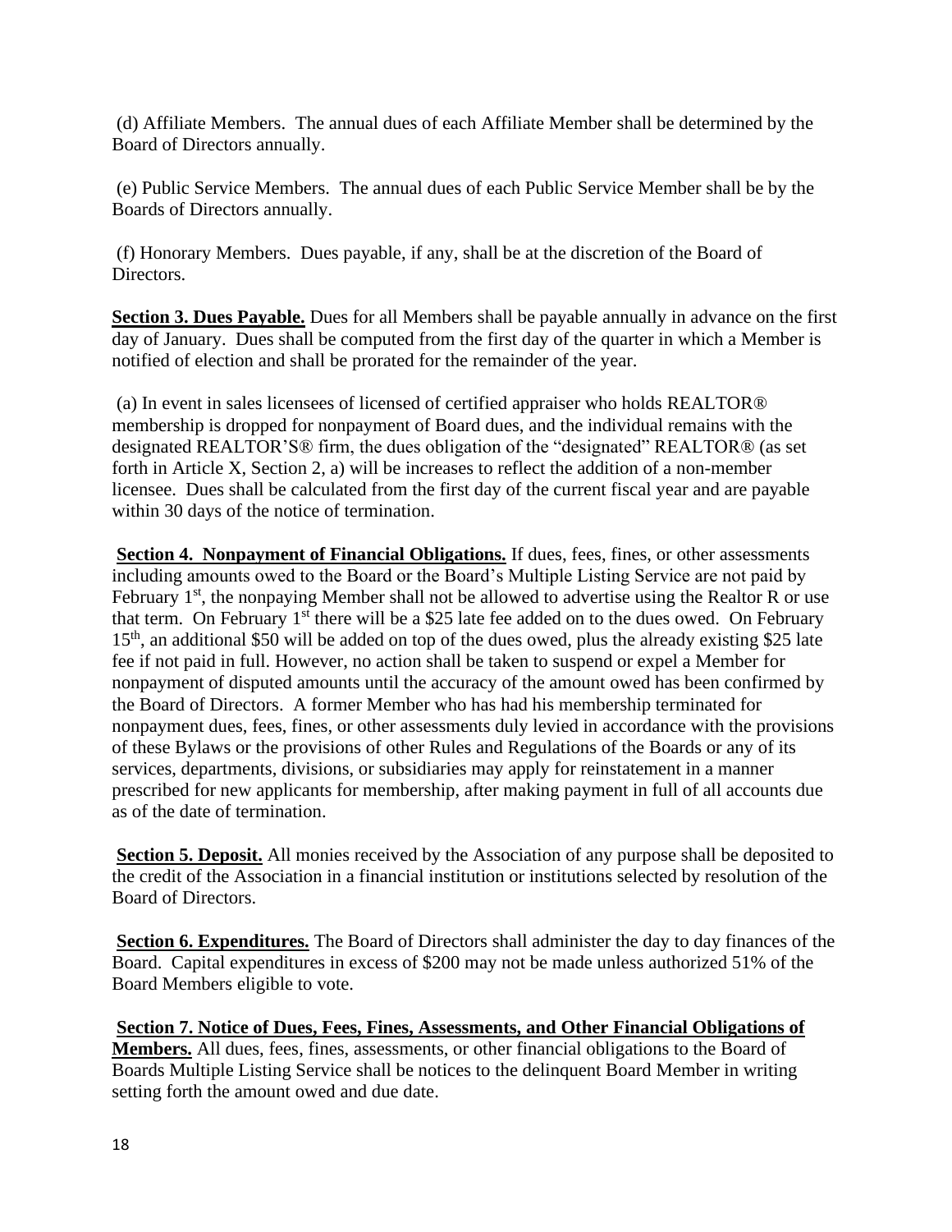(d) Affiliate Members. The annual dues of each Affiliate Member shall be determined by the Board of Directors annually.

(e) Public Service Members. The annual dues of each Public Service Member shall be by the Boards of Directors annually.

(f) Honorary Members. Dues payable, if any, shall be at the discretion of the Board of Directors.

**Section 3. Dues Payable.** Dues for all Members shall be payable annually in advance on the first day of January. Dues shall be computed from the first day of the quarter in which a Member is notified of election and shall be prorated for the remainder of the year.

(a) In event in sales licensees of licensed of certified appraiser who holds REALTOR® membership is dropped for nonpayment of Board dues, and the individual remains with the designated REALTOR'S® firm, the dues obligation of the "designated" REALTOR® (as set forth in Article X, Section 2, a) will be increases to reflect the addition of a non-member licensee. Dues shall be calculated from the first day of the current fiscal year and are payable within 30 days of the notice of termination.

**Section 4. Nonpayment of Financial Obligations.** If dues, fees, fines, or other assessments including amounts owed to the Board or the Board's Multiple Listing Service are not paid by February 1st, the nonpaying Member shall not be allowed to advertise using the Realtor R or use that term. On February 1st there will be a $25 late fee added on to the dues owed. On February 15th, an additional $50 will be added on top of the dues owed, plus the already existing $25 late fee if not paid in full. However, no action shall be taken to suspend or expel a Member for nonpayment of disputed amounts until the accuracy of the amount owed has been confirmed by the Board of Directors. A former Member who has had his membership terminated for nonpayment dues, fees, fines, or other assessments duly levied in accordance with the provisions of these Bylaws or the provisions of other Rules and Regulations of the Boards or any of its services, departments, divisions, or subsidiaries may apply for reinstatement in a manner prescribed for new applicants for membership, after making payment in full of all accounts due as of the date of termination.

**Section 5. Deposit.** All monies received by the Association of any purpose shall be deposited to the credit of the Association in a financial institution or institutions selected by resolution of the Board of Directors.

**Section 6. Expenditures.** The Board of Directors shall administer the day to day finances of the Board. Capital expenditures in excess of $200 may not be made unless authorized 51% of the Board Members eligible to vote.

**Section 7. Notice of Dues, Fees, Fines, Assessments, and Other Financial Obligations of Members.** All dues, fees, fines, assessments, or other financial obligations to the Board of Boards Multiple Listing Service shall be notices to the delinquent Board Member in writing setting forth the amount owed and due date.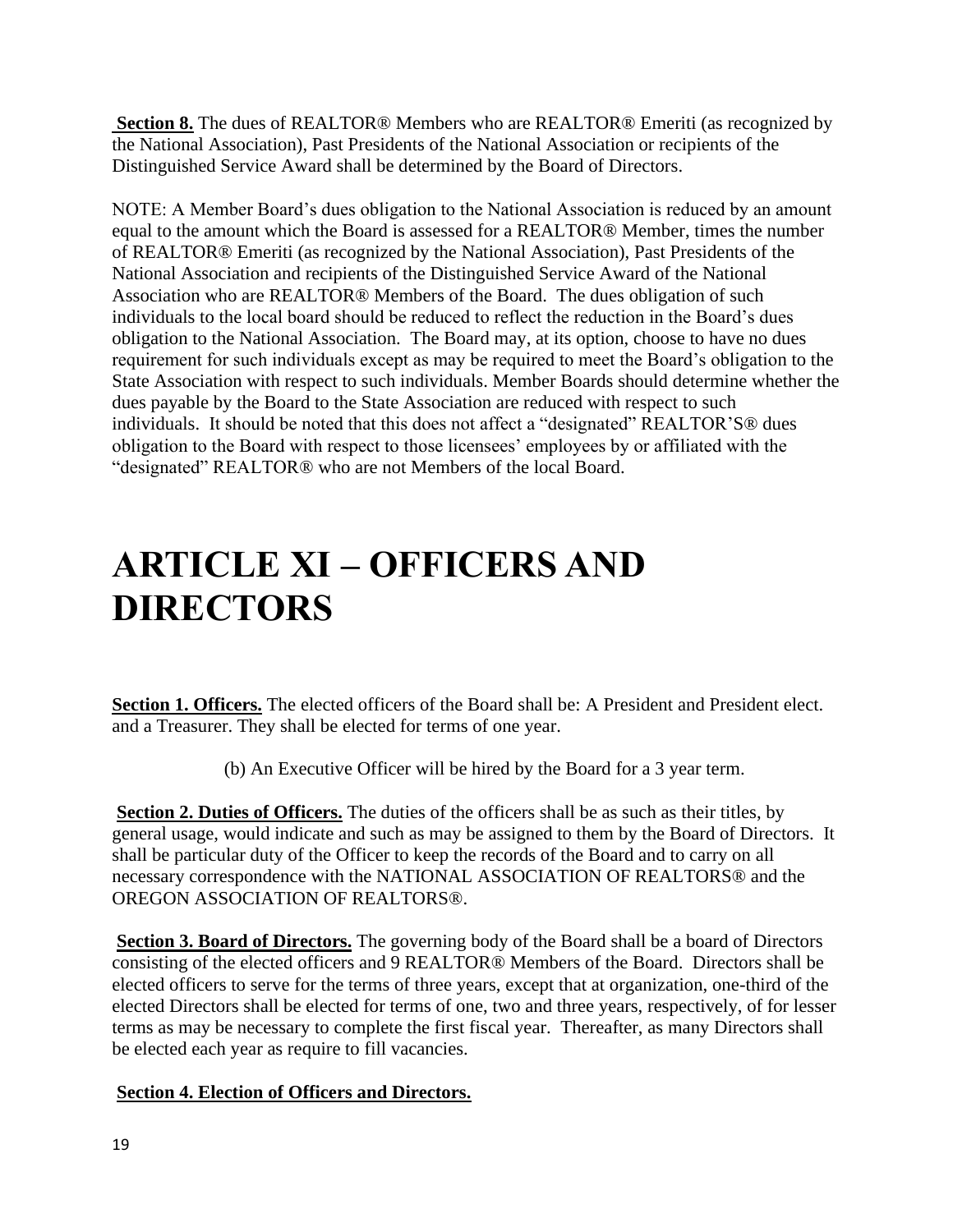**Section 8.** The dues of REALTOR® Members who are REALTOR® Emeriti (as recognized by the National Association), Past Presidents of the National Association or recipients of the Distinguished Service Award shall be determined by the Board of Directors.

NOTE: A Member Board's dues obligation to the National Association is reduced by an amount equal to the amount which the Board is assessed for a REALTOR® Member, times the number of REALTOR® Emeriti (as recognized by the National Association), Past Presidents of the National Association and recipients of the Distinguished Service Award of the National Association who are REALTOR® Members of the Board. The dues obligation of such individuals to the local board should be reduced to reflect the reduction in the Board's dues obligation to the National Association. The Board may, at its option, choose to have no dues requirement for such individuals except as may be required to meet the Board's obligation to the State Association with respect to such individuals. Member Boards should determine whether the dues payable by the Board to the State Association are reduced with respect to such individuals. It should be noted that this does not affect a "designated" REALTOR'S® dues obligation to the Board with respect to those licensees' employees by or affiliated with the "designated" REALTOR® who are not Members of the local Board.

# ARTICLE XI – OFFICERS AND DIRECTORS

**Section 1. Officers.** The elected officers of the Board shall be: A President and President elect. and a Treasurer. They shall be elected for terms of one year.

(b) An Executive Officer will be hired by the Board for a 3 year term.

**Section 2. Duties of Officers.** The duties of the officers shall be as such as their titles, by general usage, would indicate and such as may be assigned to them by the Board of Directors. It shall be particular duty of the Officer to keep the records of the Board and to carry on all necessary correspondence with the NATIONAL ASSOCIATION OF REALTORS® and the OREGON ASSOCIATION OF REALTORS®.

**Section 3. Board of Directors.** The governing body of the Board shall be a board of Directors consisting of the elected officers and 9 REALTOR® Members of the Board. Directors shall be elected officers to serve for the terms of three years, except that at organization, one-third of the elected Directors shall be elected for terms of one, two and three years, respectively, of for lesser terms as may be necessary to complete the first fiscal year. Thereafter, as many Directors shall be elected each year as require to fill vacancies.

**Section 4. Election of Officers and Directors.**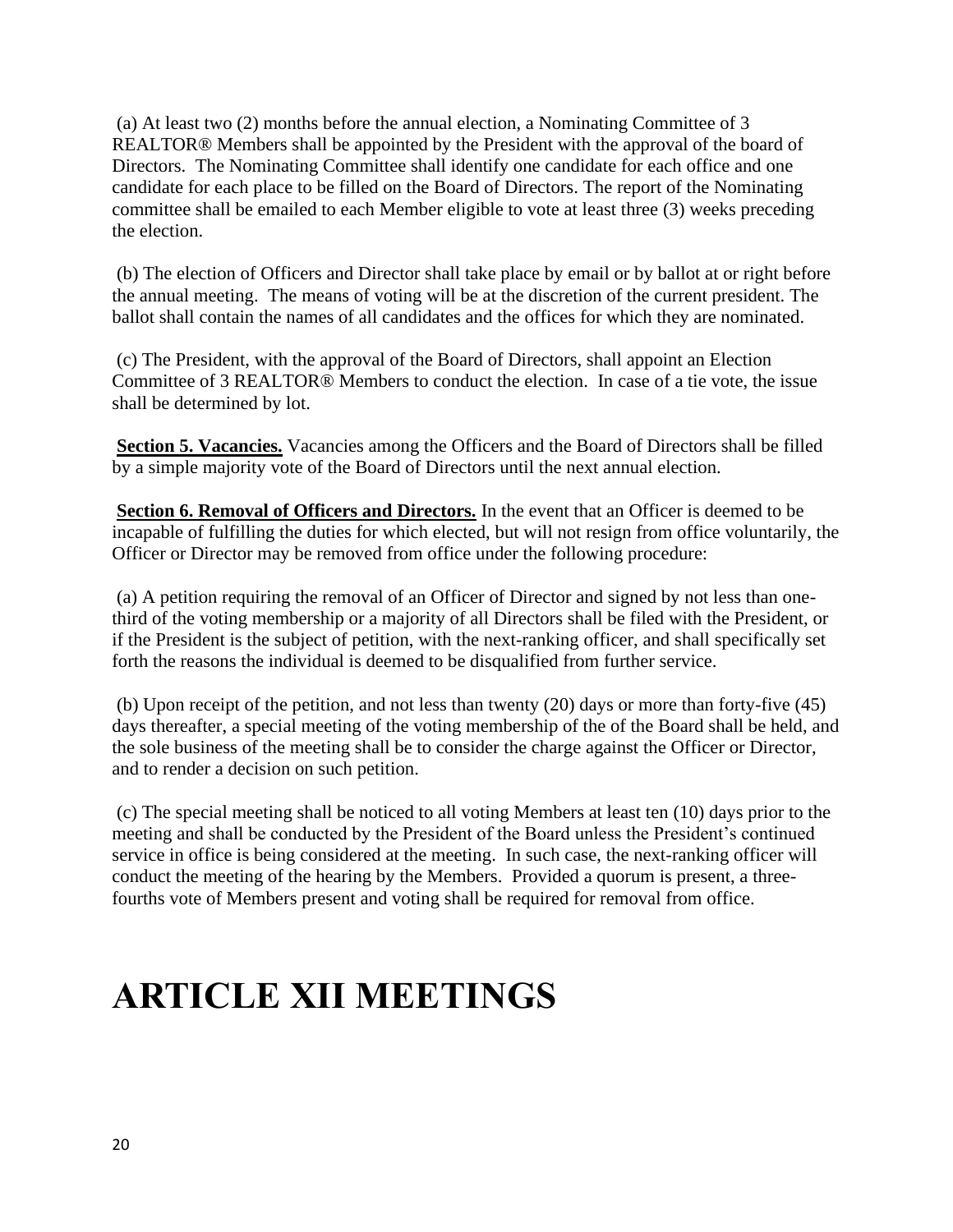(a) At least two (2) months before the annual election, a Nominating Committee of 3 REALTOR® Members shall be appointed by the President with the approval of the board of Directors. The Nominating Committee shall identify one candidate for each office and one candidate for each place to be filled on the Board of Directors. The report of the Nominating committee shall be emailed to each Member eligible to vote at least three (3) weeks preceding the election.

(b) The election of Officers and Director shall take place by email or by ballot at or right before the annual meeting. The means of voting will be at the discretion of the current president. The ballot shall contain the names of all candidates and the offices for which they are nominated.

(c) The President, with the approval of the Board of Directors, shall appoint an Election Committee of 3 REALTOR® Members to conduct the election. In case of a tie vote, the issue shall be determined by lot.

**Section 5. Vacancies.** Vacancies among the Officers and the Board of Directors shall be filled by a simple majority vote of the Board of Directors until the next annual election.

**Section 6. Removal of Officers and Directors.** In the event that an Officer is deemed to be incapable of fulfilling the duties for which elected, but will not resign from office voluntarily, the Officer or Director may be removed from office under the following procedure:

(a) A petition requiring the removal of an Officer of Director and signed by not less than one-third of the voting membership or a majority of all Directors shall be filed with the President, or if the President is the subject of petition, with the next-ranking officer, and shall specifically set forth the reasons the individual is deemed to be disqualified from further service.

(b) Upon receipt of the petition, and not less than twenty (20) days or more than forty-five (45) days thereafter, a special meeting of the voting membership of the of the Board shall be held, and the sole business of the meeting shall be to consider the charge against the Officer or Director, and to render a decision on such petition.

(c) The special meeting shall be noticed to all voting Members at least ten (10) days prior to the meeting and shall be conducted by the President of the Board unless the President's continued service in office is being considered at the meeting. In such case, the next-ranking officer will conduct the meeting of the hearing by the Members. Provided a quorum is present, a three-fourths vote of Members present and voting shall be required for removal from office.

# ARTICLE XII MEETINGS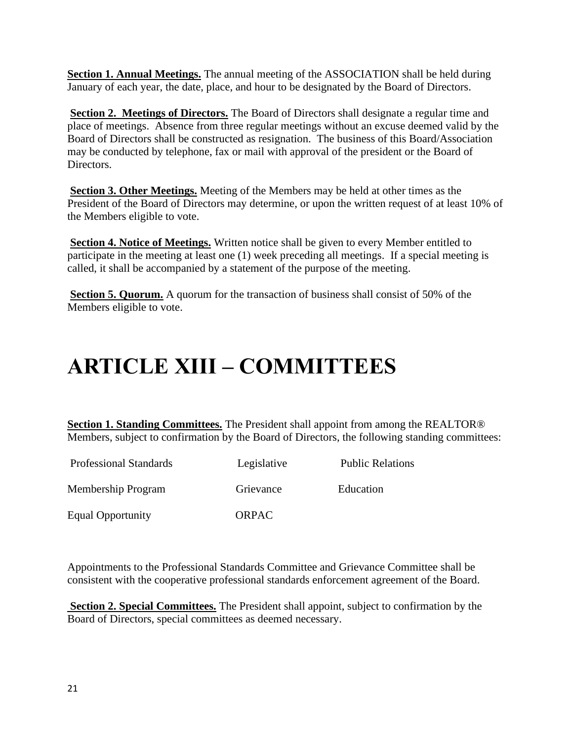**Section 1. Annual Meetings.** The annual meeting of the ASSOCIATION shall be held during January of each year, the date, place, and hour to be designated by the Board of Directors.

**Section 2. Meetings of Directors.** The Board of Directors shall designate a regular time and place of meetings. Absence from three regular meetings without an excuse deemed valid by the Board of Directors shall be constructed as resignation. The business of this Board/Association may be conducted by telephone, fax or mail with approval of the president or the Board of Directors.

**Section 3. Other Meetings.** Meeting of the Members may be held at other times as the President of the Board of Directors may determine, or upon the written request of at least 10% of the Members eligible to vote.

**Section 4. Notice of Meetings.** Written notice shall be given to every Member entitled to participate in the meeting at least one (1) week preceding all meetings. If a special meeting is called, it shall be accompanied by a statement of the purpose of the meeting.

**Section 5. Quorum.** A quorum for the transaction of business shall consist of 50% of the Members eligible to vote.

# ARTICLE XIII – COMMITTEES

**Section 1. Standing Committees.** The President shall appoint from among the REALTOR® Members, subject to confirmation by the Board of Directors, the following standing committees:

| | | |
|---|---|---|
| Professional Standards | Legislative | Public Relations |
| Membership Program | Grievance | Education |
| Equal Opportunity | ORPAC | |

Appointments to the Professional Standards Committee and Grievance Committee shall be consistent with the cooperative professional standards enforcement agreement of the Board.

**Section 2. Special Committees.** The President shall appoint, subject to confirmation by the Board of Directors, special committees as deemed necessary.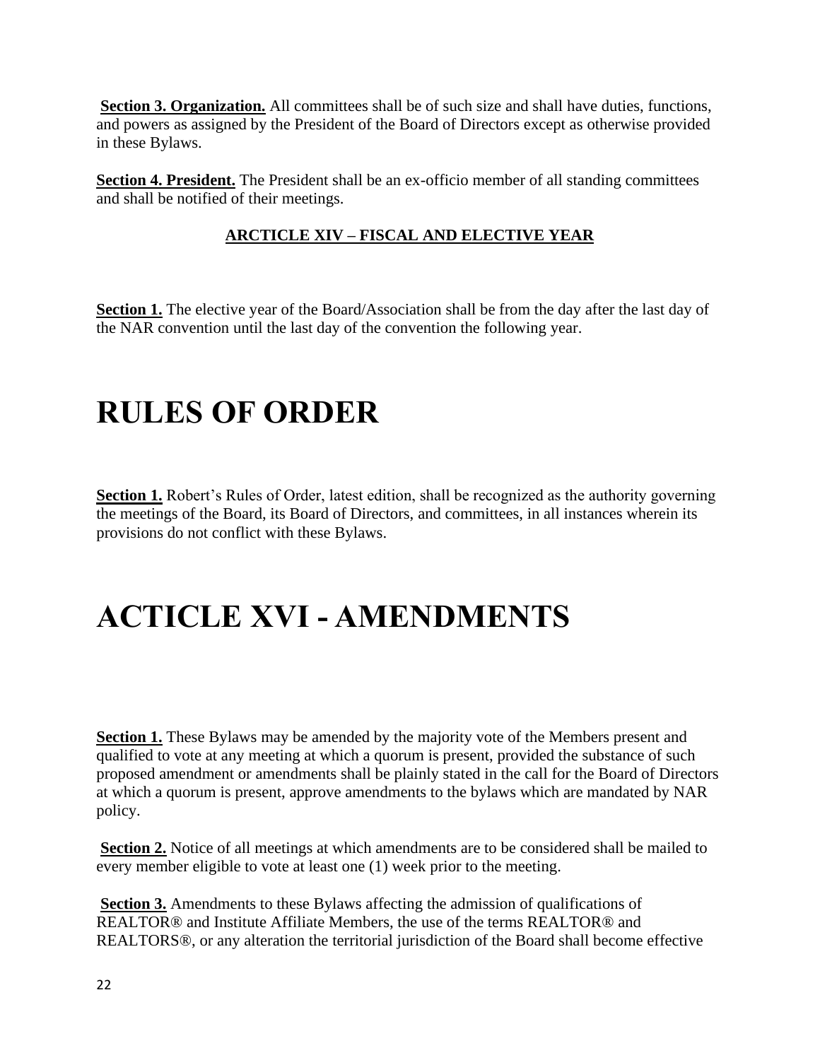**Section 3. Organization.** All committees shall be of such size and shall have duties, functions, and powers as assigned by the President of the Board of Directors except as otherwise provided in these Bylaws.

**Section 4. President.** The President shall be an ex-officio member of all standing committees and shall be notified of their meetings.

## ARCTICLE XIV – FISCAL AND ELECTIVE YEAR

**Section 1.** The elective year of the Board/Association shall be from the day after the last day of the NAR convention until the last day of the convention the following year.

# RULES OF ORDER

**Section 1.** Robert's Rules of Order, latest edition, shall be recognized as the authority governing the meetings of the Board, its Board of Directors, and committees, in all instances wherein its provisions do not conflict with these Bylaws.

# ACTICLE XVI - AMENDMENTS

**Section 1.** These Bylaws may be amended by the majority vote of the Members present and qualified to vote at any meeting at which a quorum is present, provided the substance of such proposed amendment or amendments shall be plainly stated in the call for the Board of Directors at which a quorum is present, approve amendments to the bylaws which are mandated by NAR policy.

**Section 2.** Notice of all meetings at which amendments are to be considered shall be mailed to every member eligible to vote at least one (1) week prior to the meeting.

**Section 3.** Amendments to these Bylaws affecting the admission of qualifications of REALTOR® and Institute Affiliate Members, the use of the terms REALTOR® and REALTORS®, or any alteration the territorial jurisdiction of the Board shall become effective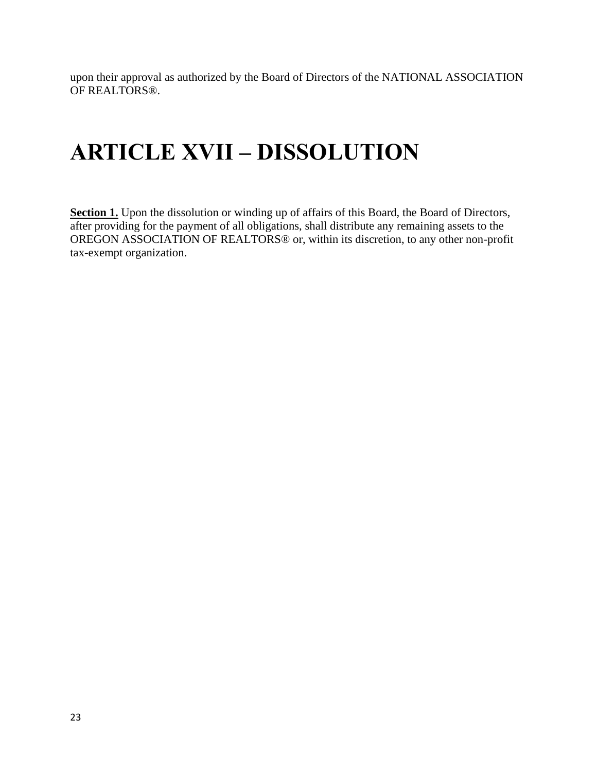upon their approval as authorized by the Board of Directors of the NATIONAL ASSOCIATION OF REALTORS®.

# ARTICLE XVII – DISSOLUTION

**Section 1.** Upon the dissolution or winding up of affairs of this Board, the Board of Directors, after providing for the payment of all obligations, shall distribute any remaining assets to the OREGON ASSOCIATION OF REALTORS® or, within its discretion, to any other non-profit tax-exempt organization.